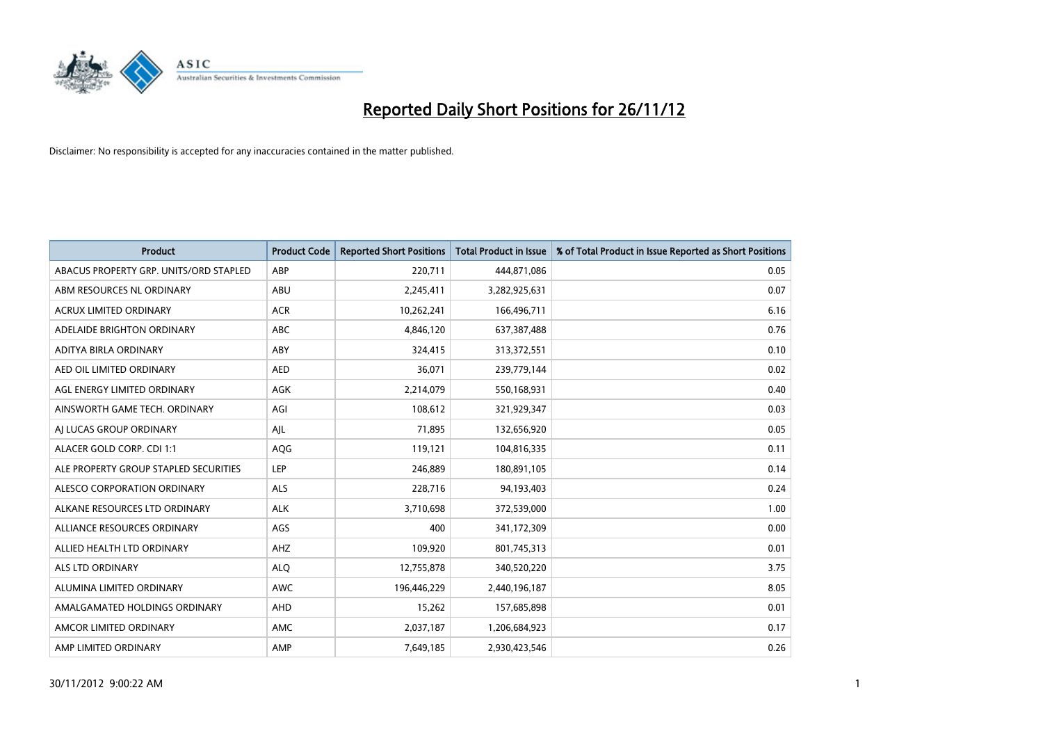# Reported Daily Short Positions for 26/11/12

Disclaimer: No responsibility is accepted for any inaccuracies contained in the matter published.

| Product | Product Code | Reported Short Positions | Total Product in Issue | % of Total Product in Issue Reported as Short Positions |
|---|---|---|---|---|
| ABACUS PROPERTY GRP. UNITS/ORD STAPLED | ABP | 220,711 | 444,871,086 | 0.05 |
| ABM RESOURCES NL ORDINARY | ABU | 2,245,411 | 3,282,925,631 | 0.07 |
| ACRUX LIMITED ORDINARY | ACR | 10,262,241 | 166,496,711 | 6.16 |
| ADELAIDE BRIGHTON ORDINARY | ABC | 4,846,120 | 637,387,488 | 0.76 |
| ADITYA BIRLA ORDINARY | ABY | 324,415 | 313,372,551 | 0.10 |
| AED OIL LIMITED ORDINARY | AED | 36,071 | 239,779,144 | 0.02 |
| AGL ENERGY LIMITED ORDINARY | AGK | 2,214,079 | 550,168,931 | 0.40 |
| AINSWORTH GAME TECH. ORDINARY | AGI | 108,612 | 321,929,347 | 0.03 |
| AJ LUCAS GROUP ORDINARY | AJL | 71,895 | 132,656,920 | 0.05 |
| ALACER GOLD CORP. CDI 1:1 | AQG | 119,121 | 104,816,335 | 0.11 |
| ALE PROPERTY GROUP STAPLED SECURITIES | LEP | 246,889 | 180,891,105 | 0.14 |
| ALESCO CORPORATION ORDINARY | ALS | 228,716 | 94,193,403 | 0.24 |
| ALKANE RESOURCES LTD ORDINARY | ALK | 3,710,698 | 372,539,000 | 1.00 |
| ALLIANCE RESOURCES ORDINARY | AGS | 400 | 341,172,309 | 0.00 |
| ALLIED HEALTH LTD ORDINARY | AHZ | 109,920 | 801,745,313 | 0.01 |
| ALS LTD ORDINARY | ALQ | 12,755,878 | 340,520,220 | 3.75 |
| ALUMINA LIMITED ORDINARY | AWC | 196,446,229 | 2,440,196,187 | 8.05 |
| AMALGAMATED HOLDINGS ORDINARY | AHD | 15,262 | 157,685,898 | 0.01 |
| AMCOR LIMITED ORDINARY | AMC | 2,037,187 | 1,206,684,923 | 0.17 |
| AMP LIMITED ORDINARY | AMP | 7,649,185 | 2,930,423,546 | 0.26 |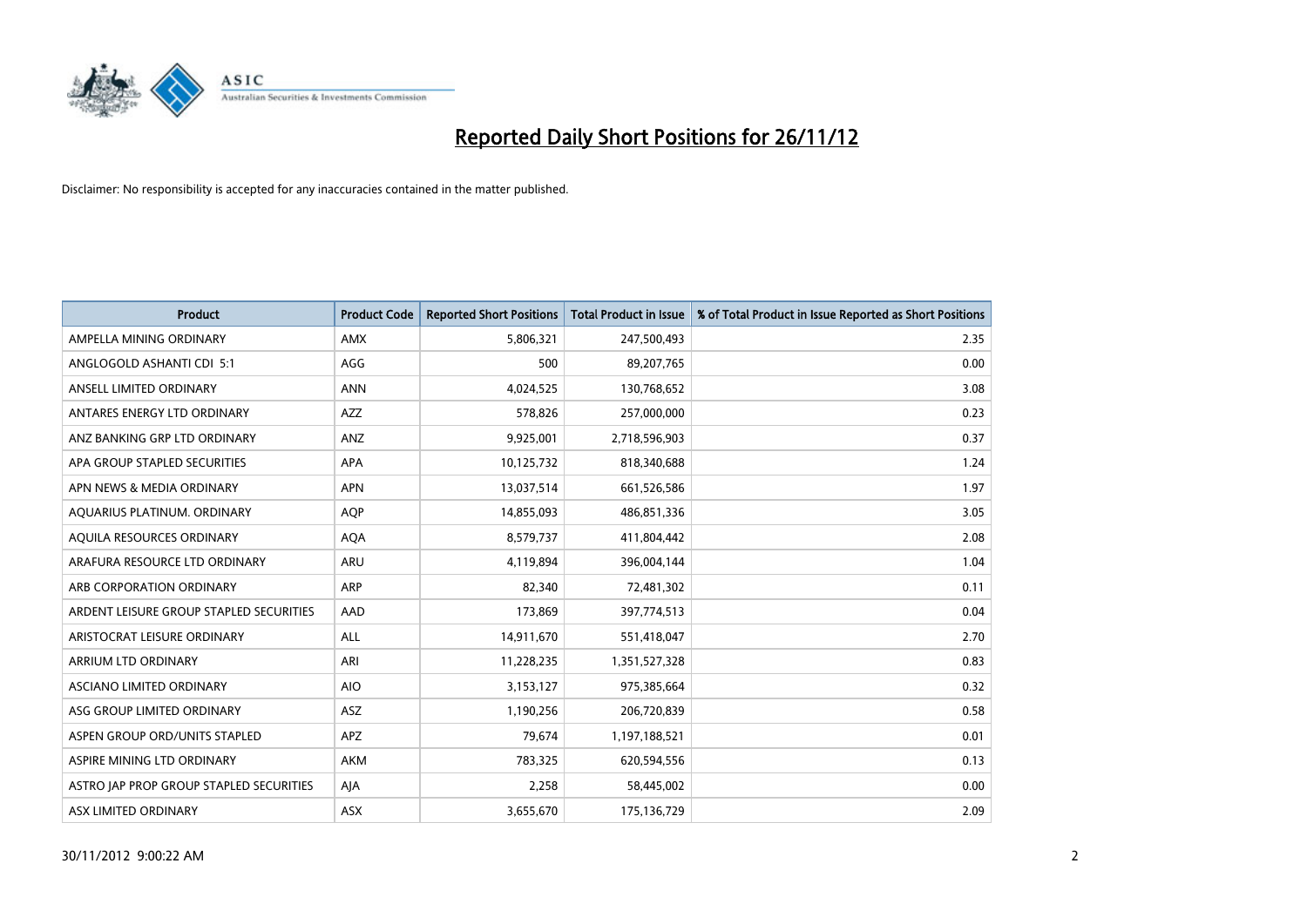# Reported Daily Short Positions for 26/11/12

Disclaimer: No responsibility is accepted for any inaccuracies contained in the matter published.

| Product | Product Code | Reported Short Positions | Total Product in Issue | % of Total Product in Issue Reported as Short Positions |
|---|---|---|---|---|
| AMPELLA MINING ORDINARY | AMX | 5,806,321 | 247,500,493 | 2.35 |
| ANGLOGOLD ASHANTI CDI 5:1 | AGG | 500 | 89,207,765 | 0.00 |
| ANSELL LIMITED ORDINARY | ANN | 4,024,525 | 130,768,652 | 3.08 |
| ANTARES ENERGY LTD ORDINARY | AZZ | 578,826 | 257,000,000 | 0.23 |
| ANZ BANKING GRP LTD ORDINARY | ANZ | 9,925,001 | 2,718,596,903 | 0.37 |
| APA GROUP STAPLED SECURITIES | APA | 10,125,732 | 818,340,688 | 1.24 |
| APN NEWS & MEDIA ORDINARY | APN | 13,037,514 | 661,526,586 | 1.97 |
| AQUARIUS PLATINUM. ORDINARY | AQP | 14,855,093 | 486,851,336 | 3.05 |
| AQUILA RESOURCES ORDINARY | AQA | 8,579,737 | 411,804,442 | 2.08 |
| ARAFURA RESOURCE LTD ORDINARY | ARU | 4,119,894 | 396,004,144 | 1.04 |
| ARB CORPORATION ORDINARY | ARP | 82,340 | 72,481,302 | 0.11 |
| ARDENT LEISURE GROUP STAPLED SECURITIES | AAD | 173,869 | 397,774,513 | 0.04 |
| ARISTOCRAT LEISURE ORDINARY | ALL | 14,911,670 | 551,418,047 | 2.70 |
| ARRIUM LTD ORDINARY | ARI | 11,228,235 | 1,351,527,328 | 0.83 |
| ASCIANO LIMITED ORDINARY | AIO | 3,153,127 | 975,385,664 | 0.32 |
| ASG GROUP LIMITED ORDINARY | ASZ | 1,190,256 | 206,720,839 | 0.58 |
| ASPEN GROUP ORD/UNITS STAPLED | APZ | 79,674 | 1,197,188,521 | 0.01 |
| ASPIRE MINING LTD ORDINARY | AKM | 783,325 | 620,594,556 | 0.13 |
| ASTRO JAP PROP GROUP STAPLED SECURITIES | AJA | 2,258 | 58,445,002 | 0.00 |
| ASX LIMITED ORDINARY | ASX | 3,655,670 | 175,136,729 | 2.09 |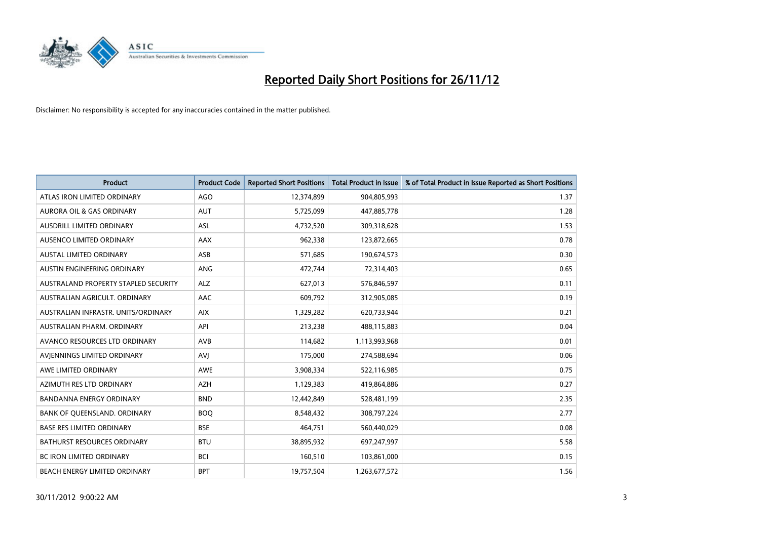# Reported Daily Short Positions for 26/11/12

Disclaimer: No responsibility is accepted for any inaccuracies contained in the matter published.

| Product | Product Code | Reported Short Positions | Total Product in Issue | % of Total Product in Issue Reported as Short Positions |
|---|---|---|---|---|
| ATLAS IRON LIMITED ORDINARY | AGO | 12,374,899 | 904,805,993 | 1.37 |
| AURORA OIL & GAS ORDINARY | AUT | 5,725,099 | 447,885,778 | 1.28 |
| AUSDRILL LIMITED ORDINARY | ASL | 4,732,520 | 309,318,628 | 1.53 |
| AUSENCO LIMITED ORDINARY | AAX | 962,338 | 123,872,665 | 0.78 |
| AUSTAL LIMITED ORDINARY | ASB | 571,685 | 190,674,573 | 0.30 |
| AUSTIN ENGINEERING ORDINARY | ANG | 472,744 | 72,314,403 | 0.65 |
| AUSTRALAND PROPERTY STAPLED SECURITY | ALZ | 627,013 | 576,846,597 | 0.11 |
| AUSTRALIAN AGRICULT. ORDINARY | AAC | 609,792 | 312,905,085 | 0.19 |
| AUSTRALIAN INFRASTR. UNITS/ORDINARY | AIX | 1,329,282 | 620,733,944 | 0.21 |
| AUSTRALIAN PHARM. ORDINARY | API | 213,238 | 488,115,883 | 0.04 |
| AVANCO RESOURCES LTD ORDINARY | AVB | 114,682 | 1,113,993,968 | 0.01 |
| AVJENNINGS LIMITED ORDINARY | AVJ | 175,000 | 274,588,694 | 0.06 |
| AWE LIMITED ORDINARY | AWE | 3,908,334 | 522,116,985 | 0.75 |
| AZIMUTH RES LTD ORDINARY | AZH | 1,129,383 | 419,864,886 | 0.27 |
| BANDANNA ENERGY ORDINARY | BND | 12,442,849 | 528,481,199 | 2.35 |
| BANK OF QUEENSLAND. ORDINARY | BOQ | 8,548,432 | 308,797,224 | 2.77 |
| BASE RES LIMITED ORDINARY | BSE | 464,751 | 560,440,029 | 0.08 |
| BATHURST RESOURCES ORDINARY | BTU | 38,895,932 | 697,247,997 | 5.58 |
| BC IRON LIMITED ORDINARY | BCI | 160,510 | 103,861,000 | 0.15 |
| BEACH ENERGY LIMITED ORDINARY | BPT | 19,757,504 | 1,263,677,572 | 1.56 |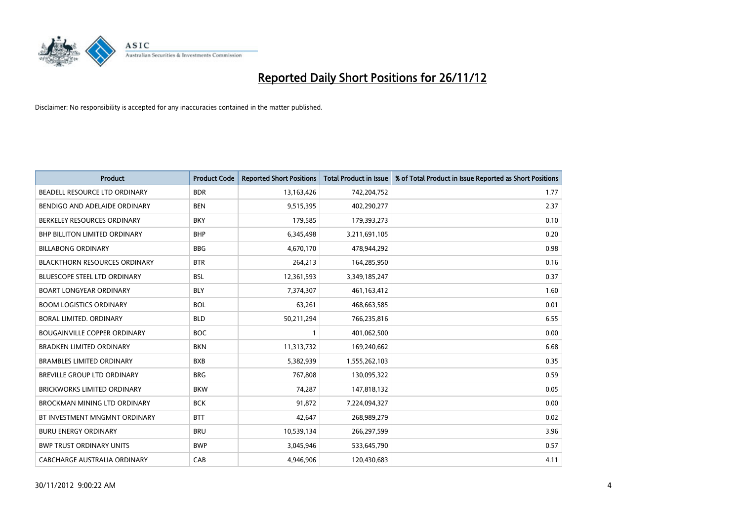# Reported Daily Short Positions for 26/11/12

Disclaimer: No responsibility is accepted for any inaccuracies contained in the matter published.

| Product | Product Code | Reported Short Positions | Total Product in Issue | % of Total Product in Issue Reported as Short Positions |
|---|---|---|---|---|
| BEADELL RESOURCE LTD ORDINARY | BDR | 13,163,426 | 742,204,752 | 1.77 |
| BENDIGO AND ADELAIDE ORDINARY | BEN | 9,515,395 | 402,290,277 | 2.37 |
| BERKELEY RESOURCES ORDINARY | BKY | 179,585 | 179,393,273 | 0.10 |
| BHP BILLITON LIMITED ORDINARY | BHP | 6,345,498 | 3,211,691,105 | 0.20 |
| BILLABONG ORDINARY | BBG | 4,670,170 | 478,944,292 | 0.98 |
| BLACKTHORN RESOURCES ORDINARY | BTR | 264,213 | 164,285,950 | 0.16 |
| BLUESCOPE STEEL LTD ORDINARY | BSL | 12,361,593 | 3,349,185,247 | 0.37 |
| BOART LONGYEAR ORDINARY | BLY | 7,374,307 | 461,163,412 | 1.60 |
| BOOM LOGISTICS ORDINARY | BOL | 63,261 | 468,663,585 | 0.01 |
| BORAL LIMITED. ORDINARY | BLD | 50,211,294 | 766,235,816 | 6.55 |
| BOUGAINVILLE COPPER ORDINARY | BOC | 1 | 401,062,500 | 0.00 |
| BRADKEN LIMITED ORDINARY | BKN | 11,313,732 | 169,240,662 | 6.68 |
| BRAMBLES LIMITED ORDINARY | BXB | 5,382,939 | 1,555,262,103 | 0.35 |
| BREVILLE GROUP LTD ORDINARY | BRG | 767,808 | 130,095,322 | 0.59 |
| BRICKWORKS LIMITED ORDINARY | BKW | 74,287 | 147,818,132 | 0.05 |
| BROCKMAN MINING LTD ORDINARY | BCK | 91,872 | 7,224,094,327 | 0.00 |
| BT INVESTMENT MNGMNT ORDINARY | BTT | 42,647 | 268,989,279 | 0.02 |
| BURU ENERGY ORDINARY | BRU | 10,539,134 | 266,297,599 | 3.96 |
| BWP TRUST ORDINARY UNITS | BWP | 3,045,946 | 533,645,790 | 0.57 |
| CABCHARGE AUSTRALIA ORDINARY | CAB | 4,946,906 | 120,430,683 | 4.11 |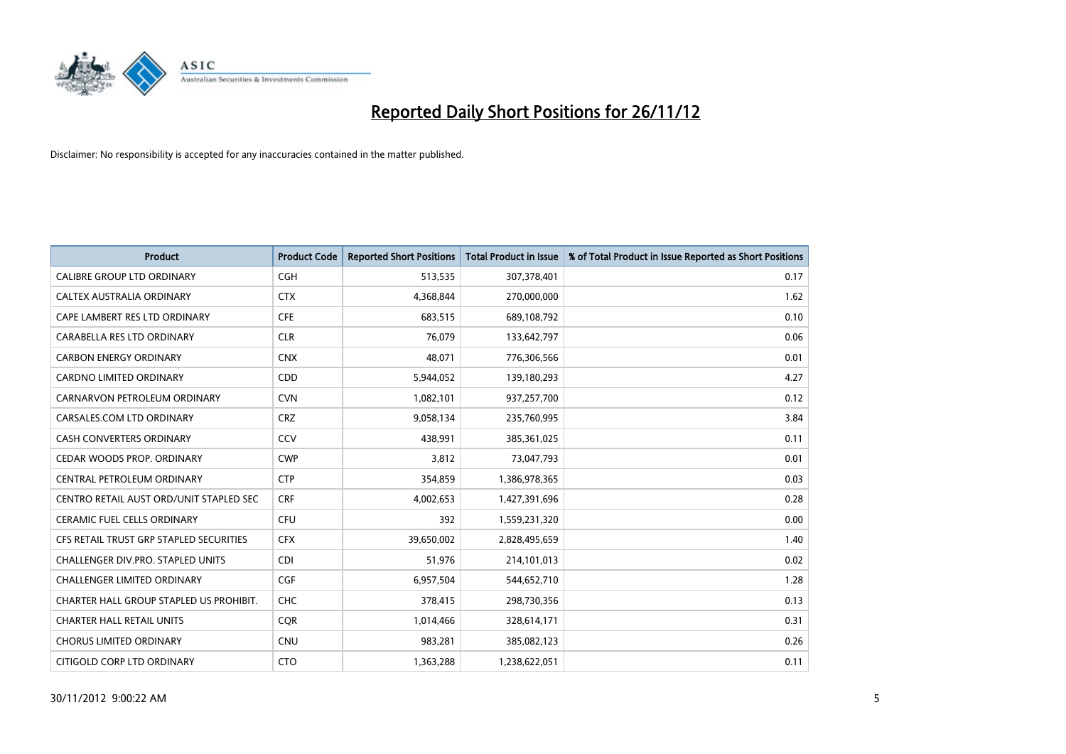# Reported Daily Short Positions for 26/11/12

Disclaimer: No responsibility is accepted for any inaccuracies contained in the matter published.

| Product | Product Code | Reported Short Positions | Total Product in Issue | % of Total Product in Issue Reported as Short Positions |
|---|---|---|---|---|
| CALIBRE GROUP LTD ORDINARY | CGH | 513,535 | 307,378,401 | 0.17 |
| CALTEX AUSTRALIA ORDINARY | CTX | 4,368,844 | 270,000,000 | 1.62 |
| CAPE LAMBERT RES LTD ORDINARY | CFE | 683,515 | 689,108,792 | 0.10 |
| CARABELLA RES LTD ORDINARY | CLR | 76,079 | 133,642,797 | 0.06 |
| CARBON ENERGY ORDINARY | CNX | 48,071 | 776,306,566 | 0.01 |
| CARDNO LIMITED ORDINARY | CDD | 5,944,052 | 139,180,293 | 4.27 |
| CARNARVON PETROLEUM ORDINARY | CVN | 1,082,101 | 937,257,700 | 0.12 |
| CARSALES.COM LTD ORDINARY | CRZ | 9,058,134 | 235,760,995 | 3.84 |
| CASH CONVERTERS ORDINARY | CCV | 438,991 | 385,361,025 | 0.11 |
| CEDAR WOODS PROP. ORDINARY | CWP | 3,812 | 73,047,793 | 0.01 |
| CENTRAL PETROLEUM ORDINARY | CTP | 354,859 | 1,386,978,365 | 0.03 |
| CENTRO RETAIL AUST ORD/UNIT STAPLED SEC | CRF | 4,002,653 | 1,427,391,696 | 0.28 |
| CERAMIC FUEL CELLS ORDINARY | CFU | 392 | 1,559,231,320 | 0.00 |
| CFS RETAIL TRUST GRP STAPLED SECURITIES | CFX | 39,650,002 | 2,828,495,659 | 1.40 |
| CHALLENGER DIV.PRO. STAPLED UNITS | CDI | 51,976 | 214,101,013 | 0.02 |
| CHALLENGER LIMITED ORDINARY | CGF | 6,957,504 | 544,652,710 | 1.28 |
| CHARTER HALL GROUP STAPLED US PROHIBIT. | CHC | 378,415 | 298,730,356 | 0.13 |
| CHARTER HALL RETAIL UNITS | CQR | 1,014,466 | 328,614,171 | 0.31 |
| CHORUS LIMITED ORDINARY | CNU | 983,281 | 385,082,123 | 0.26 |
| CITIGOLD CORP LTD ORDINARY | CTO | 1,363,288 | 1,238,622,051 | 0.11 |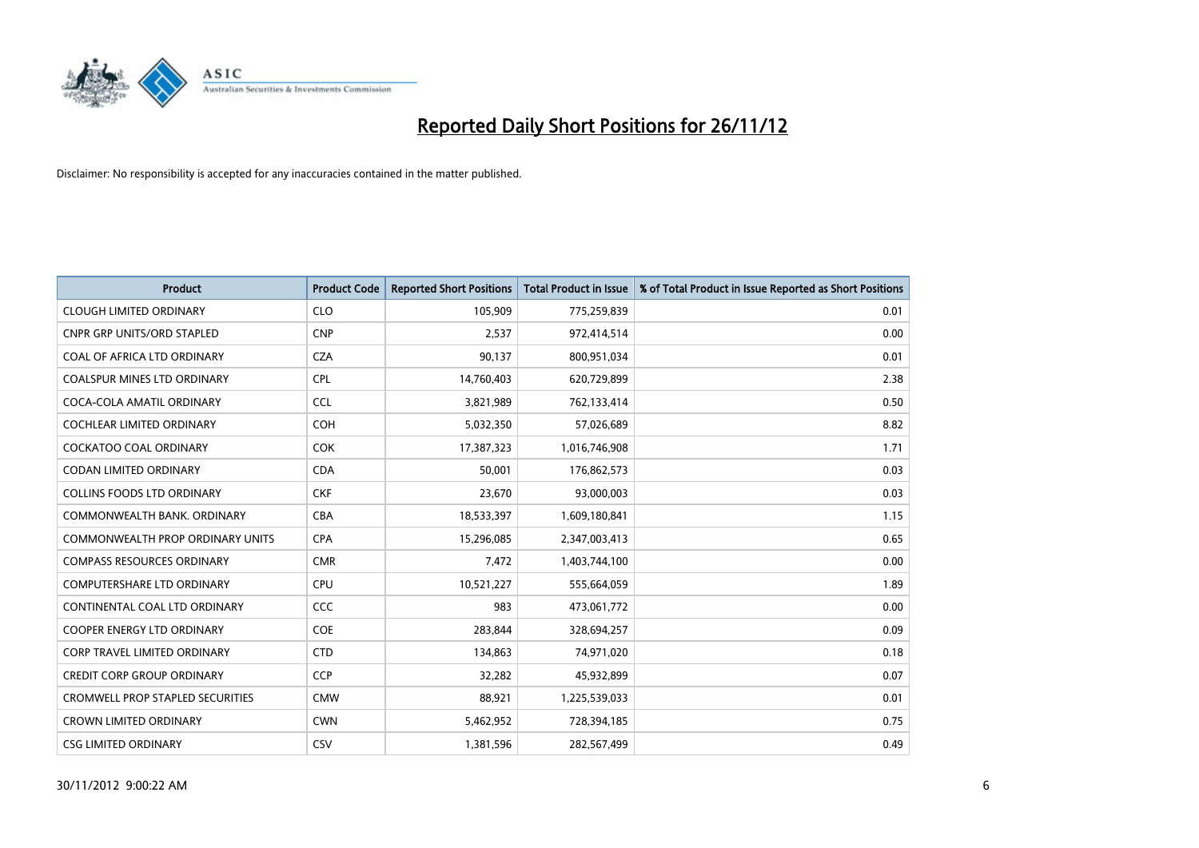# Reported Daily Short Positions for 26/11/12

Disclaimer: No responsibility is accepted for any inaccuracies contained in the matter published.

| Product | Product Code | Reported Short Positions | Total Product in Issue | % of Total Product in Issue Reported as Short Positions |
|---|---|---|---|---|
| CLOUGH LIMITED ORDINARY | CLO | 105,909 | 775,259,839 | 0.01 |
| CNPR GRP UNITS/ORD STAPLED | CNP | 2,537 | 972,414,514 | 0.00 |
| COAL OF AFRICA LTD ORDINARY | CZA | 90,137 | 800,951,034 | 0.01 |
| COALSPUR MINES LTD ORDINARY | CPL | 14,760,403 | 620,729,899 | 2.38 |
| COCA-COLA AMATIL ORDINARY | CCL | 3,821,989 | 762,133,414 | 0.50 |
| COCHLEAR LIMITED ORDINARY | COH | 5,032,350 | 57,026,689 | 8.82 |
| COCKATOO COAL ORDINARY | COK | 17,387,323 | 1,016,746,908 | 1.71 |
| CODAN LIMITED ORDINARY | CDA | 50,001 | 176,862,573 | 0.03 |
| COLLINS FOODS LTD ORDINARY | CKF | 23,670 | 93,000,003 | 0.03 |
| COMMONWEALTH BANK. ORDINARY | CBA | 18,533,397 | 1,609,180,841 | 1.15 |
| COMMONWEALTH PROP ORDINARY UNITS | CPA | 15,296,085 | 2,347,003,413 | 0.65 |
| COMPASS RESOURCES ORDINARY | CMR | 7,472 | 1,403,744,100 | 0.00 |
| COMPUTERSHARE LTD ORDINARY | CPU | 10,521,227 | 555,664,059 | 1.89 |
| CONTINENTAL COAL LTD ORDINARY | CCC | 983 | 473,061,772 | 0.00 |
| COOPER ENERGY LTD ORDINARY | COE | 283,844 | 328,694,257 | 0.09 |
| CORP TRAVEL LIMITED ORDINARY | CTD | 134,863 | 74,971,020 | 0.18 |
| CREDIT CORP GROUP ORDINARY | CCP | 32,282 | 45,932,899 | 0.07 |
| CROMWELL PROP STAPLED SECURITIES | CMW | 88,921 | 1,225,539,033 | 0.01 |
| CROWN LIMITED ORDINARY | CWN | 5,462,952 | 728,394,185 | 0.75 |
| CSG LIMITED ORDINARY | CSV | 1,381,596 | 282,567,499 | 0.49 |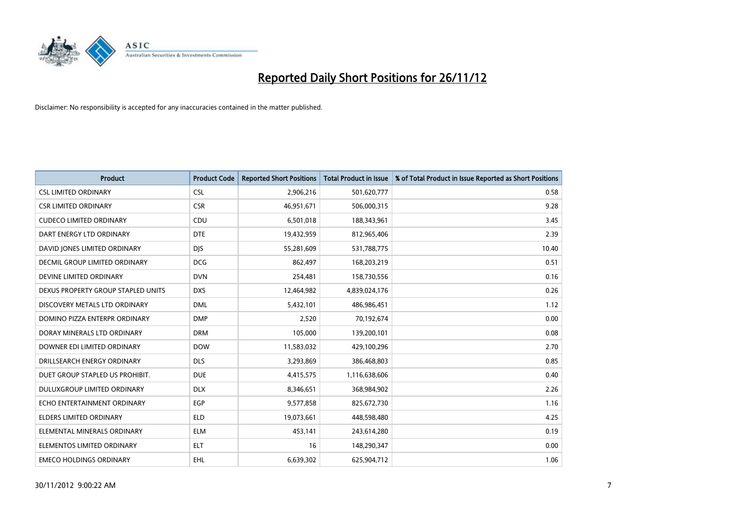# Reported Daily Short Positions for 26/11/12

Disclaimer: No responsibility is accepted for any inaccuracies contained in the matter published.

| Product | Product Code | Reported Short Positions | Total Product in Issue | % of Total Product in Issue Reported as Short Positions |
|---|---|---|---|---|
| CSL LIMITED ORDINARY | CSL | 2,906,216 | 501,620,777 | 0.58 |
| CSR LIMITED ORDINARY | CSR | 46,951,671 | 506,000,315 | 9.28 |
| CUDECO LIMITED ORDINARY | CDU | 6,501,018 | 188,343,961 | 3.45 |
| DART ENERGY LTD ORDINARY | DTE | 19,432,959 | 812,965,406 | 2.39 |
| DAVID JONES LIMITED ORDINARY | DJS | 55,281,609 | 531,788,775 | 10.40 |
| DECMIL GROUP LIMITED ORDINARY | DCG | 862,497 | 168,203,219 | 0.51 |
| DEVINE LIMITED ORDINARY | DVN | 254,481 | 158,730,556 | 0.16 |
| DEXUS PROPERTY GROUP STAPLED UNITS | DXS | 12,464,982 | 4,839,024,176 | 0.26 |
| DISCOVERY METALS LTD ORDINARY | DML | 5,432,101 | 486,986,451 | 1.12 |
| DOMINO PIZZA ENTERPR ORDINARY | DMP | 2,520 | 70,192,674 | 0.00 |
| DORAY MINERALS LTD ORDINARY | DRM | 105,000 | 139,200,101 | 0.08 |
| DOWNER EDI LIMITED ORDINARY | DOW | 11,583,032 | 429,100,296 | 2.70 |
| DRILLSEARCH ENERGY ORDINARY | DLS | 3,293,869 | 386,468,803 | 0.85 |
| DUET GROUP STAPLED US PROHIBIT. | DUE | 4,415,575 | 1,116,638,606 | 0.40 |
| DULUXGROUP LIMITED ORDINARY | DLX | 8,346,651 | 368,984,902 | 2.26 |
| ECHO ENTERTAINMENT ORDINARY | EGP | 9,577,858 | 825,672,730 | 1.16 |
| ELDERS LIMITED ORDINARY | ELD | 19,073,661 | 448,598,480 | 4.25 |
| ELEMENTAL MINERALS ORDINARY | ELM | 453,141 | 243,614,280 | 0.19 |
| ELEMENTOS LIMITED ORDINARY | ELT | 16 | 148,290,347 | 0.00 |
| EMECO HOLDINGS ORDINARY | EHL | 6,639,302 | 625,904,712 | 1.06 |

30/11/2012 9:00:22 AM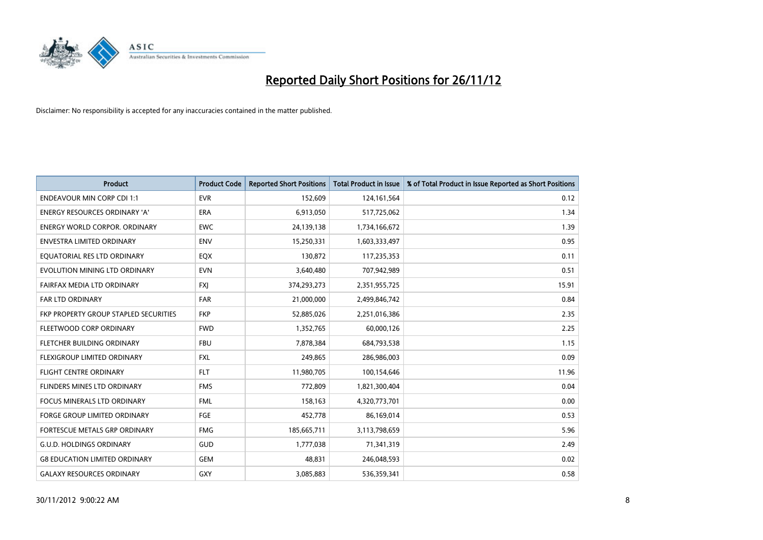# Reported Daily Short Positions for 26/11/12

Disclaimer: No responsibility is accepted for any inaccuracies contained in the matter published.

| Product | Product Code | Reported Short Positions | Total Product in Issue | % of Total Product in Issue Reported as Short Positions |
|---|---|---|---|---|
| ENDEAVOUR MIN CORP CDI 1:1 | EVR | 152,609 | 124,161,564 | 0.12 |
| ENERGY RESOURCES ORDINARY 'A' | ERA | 6,913,050 | 517,725,062 | 1.34 |
| ENERGY WORLD CORPOR. ORDINARY | EWC | 24,139,138 | 1,734,166,672 | 1.39 |
| ENVESTRA LIMITED ORDINARY | ENV | 15,250,331 | 1,603,333,497 | 0.95 |
| EQUATORIAL RES LTD ORDINARY | EQX | 130,872 | 117,235,353 | 0.11 |
| EVOLUTION MINING LTD ORDINARY | EVN | 3,640,480 | 707,942,989 | 0.51 |
| FAIRFAX MEDIA LTD ORDINARY | FXJ | 374,293,273 | 2,351,955,725 | 15.91 |
| FAR LTD ORDINARY | FAR | 21,000,000 | 2,499,846,742 | 0.84 |
| FKP PROPERTY GROUP STAPLED SECURITIES | FKP | 52,885,026 | 2,251,016,386 | 2.35 |
| FLEETWOOD CORP ORDINARY | FWD | 1,352,765 | 60,000,126 | 2.25 |
| FLETCHER BUILDING ORDINARY | FBU | 7,878,384 | 684,793,538 | 1.15 |
| FLEXIGROUP LIMITED ORDINARY | FXL | 249,865 | 286,986,003 | 0.09 |
| FLIGHT CENTRE ORDINARY | FLT | 11,980,705 | 100,154,646 | 11.96 |
| FLINDERS MINES LTD ORDINARY | FMS | 772,809 | 1,821,300,404 | 0.04 |
| FOCUS MINERALS LTD ORDINARY | FML | 158,163 | 4,320,773,701 | 0.00 |
| FORGE GROUP LIMITED ORDINARY | FGE | 452,778 | 86,169,014 | 0.53 |
| FORTESCUE METALS GRP ORDINARY | FMG | 185,665,711 | 3,113,798,659 | 5.96 |
| G.U.D. HOLDINGS ORDINARY | GUD | 1,777,038 | 71,341,319 | 2.49 |
| G8 EDUCATION LIMITED ORDINARY | GEM | 48,831 | 246,048,593 | 0.02 |
| GALAXY RESOURCES ORDINARY | GXY | 3,085,883 | 536,359,341 | 0.58 |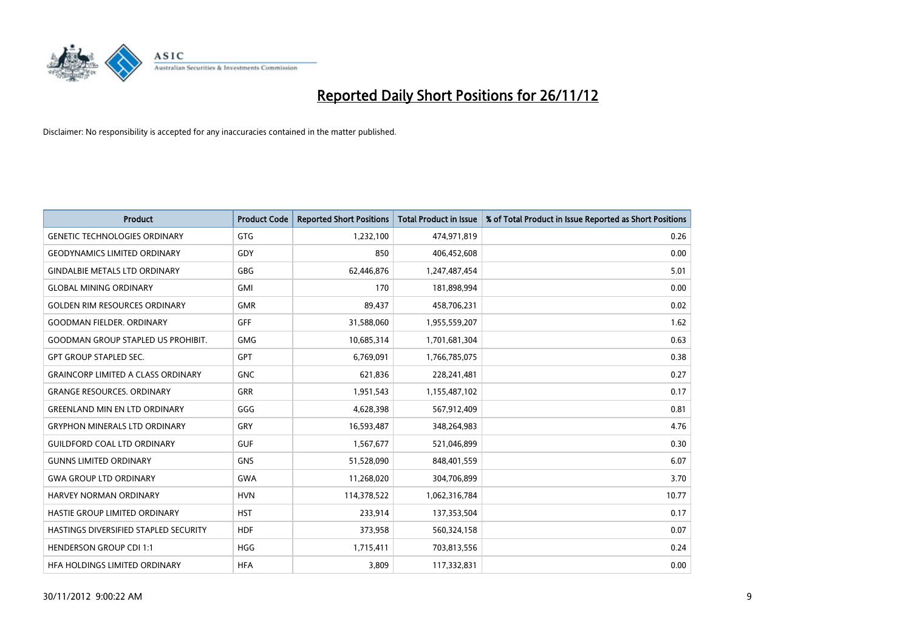# Reported Daily Short Positions for 26/11/12

Disclaimer: No responsibility is accepted for any inaccuracies contained in the matter published.

| Product | Product Code | Reported Short Positions | Total Product in Issue | % of Total Product in Issue Reported as Short Positions |
|---|---|---|---|---|
| GENETIC TECHNOLOGIES ORDINARY | GTG | 1,232,100 | 474,971,819 | 0.26 |
| GEODYNAMICS LIMITED ORDINARY | GDY | 850 | 406,452,608 | 0.00 |
| GINDALBIE METALS LTD ORDINARY | GBG | 62,446,876 | 1,247,487,454 | 5.01 |
| GLOBAL MINING ORDINARY | GMI | 170 | 181,898,994 | 0.00 |
| GOLDEN RIM RESOURCES ORDINARY | GMR | 89,437 | 458,706,231 | 0.02 |
| GOODMAN FIELDER. ORDINARY | GFF | 31,588,060 | 1,955,559,207 | 1.62 |
| GOODMAN GROUP STAPLED US PROHIBIT. | GMG | 10,685,314 | 1,701,681,304 | 0.63 |
| GPT GROUP STAPLED SEC. | GPT | 6,769,091 | 1,766,785,075 | 0.38 |
| GRAINCORP LIMITED A CLASS ORDINARY | GNC | 621,836 | 228,241,481 | 0.27 |
| GRANGE RESOURCES. ORDINARY | GRR | 1,951,543 | 1,155,487,102 | 0.17 |
| GREENLAND MIN EN LTD ORDINARY | GGG | 4,628,398 | 567,912,409 | 0.81 |
| GRYPHON MINERALS LTD ORDINARY | GRY | 16,593,487 | 348,264,983 | 4.76 |
| GUILDFORD COAL LTD ORDINARY | GUF | 1,567,677 | 521,046,899 | 0.30 |
| GUNNS LIMITED ORDINARY | GNS | 51,528,090 | 848,401,559 | 6.07 |
| GWA GROUP LTD ORDINARY | GWA | 11,268,020 | 304,706,899 | 3.70 |
| HARVEY NORMAN ORDINARY | HVN | 114,378,522 | 1,062,316,784 | 10.77 |
| HASTIE GROUP LIMITED ORDINARY | HST | 233,914 | 137,353,504 | 0.17 |
| HASTINGS DIVERSIFIED STAPLED SECURITY | HDF | 373,958 | 560,324,158 | 0.07 |
| HENDERSON GROUP CDI 1:1 | HGG | 1,715,411 | 703,813,556 | 0.24 |
| HFA HOLDINGS LIMITED ORDINARY | HFA | 3,809 | 117,332,831 | 0.00 |

30/11/2012 9:00:22 AM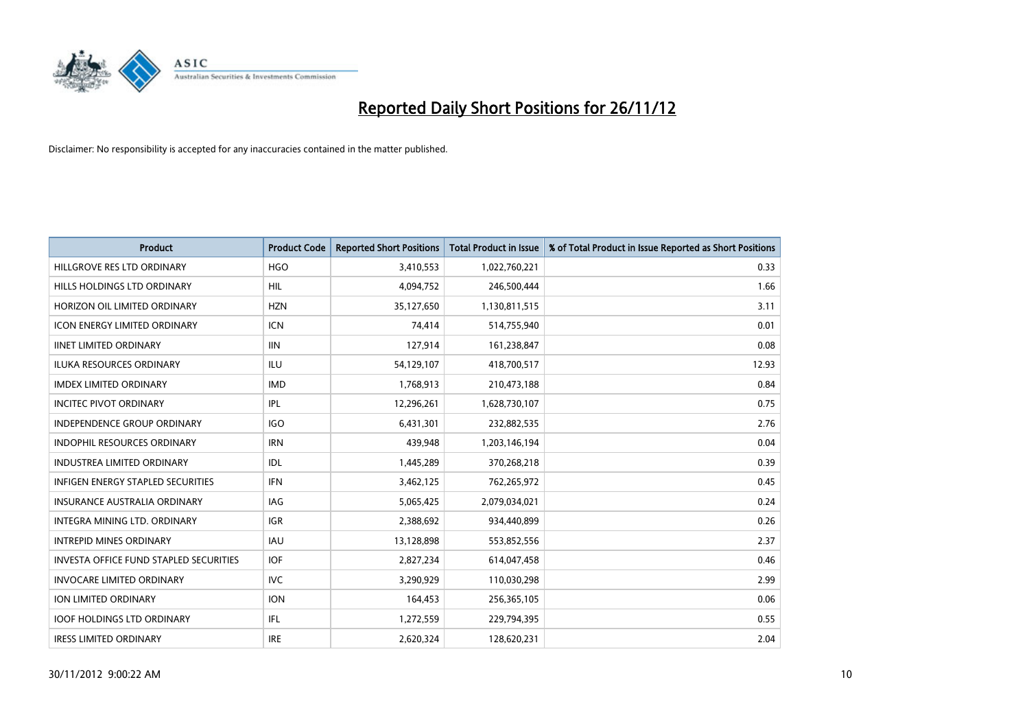# Reported Daily Short Positions for 26/11/12

Disclaimer: No responsibility is accepted for any inaccuracies contained in the matter published.

| Product | Product Code | Reported Short Positions | Total Product in Issue | % of Total Product in Issue Reported as Short Positions |
|---|---|---|---|---|
| HILLGROVE RES LTD ORDINARY | HGO | 3,410,553 | 1,022,760,221 | 0.33 |
| HILLS HOLDINGS LTD ORDINARY | HIL | 4,094,752 | 246,500,444 | 1.66 |
| HORIZON OIL LIMITED ORDINARY | HZN | 35,127,650 | 1,130,811,515 | 3.11 |
| ICON ENERGY LIMITED ORDINARY | ICN | 74,414 | 514,755,940 | 0.01 |
| IINET LIMITED ORDINARY | IIN | 127,914 | 161,238,847 | 0.08 |
| ILUKA RESOURCES ORDINARY | ILU | 54,129,107 | 418,700,517 | 12.93 |
| IMDEX LIMITED ORDINARY | IMD | 1,768,913 | 210,473,188 | 0.84 |
| INCITEC PIVOT ORDINARY | IPL | 12,296,261 | 1,628,730,107 | 0.75 |
| INDEPENDENCE GROUP ORDINARY | IGO | 6,431,301 | 232,882,535 | 2.76 |
| INDOPHIL RESOURCES ORDINARY | IRN | 439,948 | 1,203,146,194 | 0.04 |
| INDUSTREA LIMITED ORDINARY | IDL | 1,445,289 | 370,268,218 | 0.39 |
| INFIGEN ENERGY STAPLED SECURITIES | IFN | 3,462,125 | 762,265,972 | 0.45 |
| INSURANCE AUSTRALIA ORDINARY | IAG | 5,065,425 | 2,079,034,021 | 0.24 |
| INTEGRA MINING LTD. ORDINARY | IGR | 2,388,692 | 934,440,899 | 0.26 |
| INTREPID MINES ORDINARY | IAU | 13,128,898 | 553,852,556 | 2.37 |
| INVESTA OFFICE FUND STAPLED SECURITIES | IOF | 2,827,234 | 614,047,458 | 0.46 |
| INVOCARE LIMITED ORDINARY | IVC | 3,290,929 | 110,030,298 | 2.99 |
| ION LIMITED ORDINARY | ION | 164,453 | 256,365,105 | 0.06 |
| IOOF HOLDINGS LTD ORDINARY | IFL | 1,272,559 | 229,794,395 | 0.55 |
| IRESS LIMITED ORDINARY | IRE | 2,620,324 | 128,620,231 | 2.04 |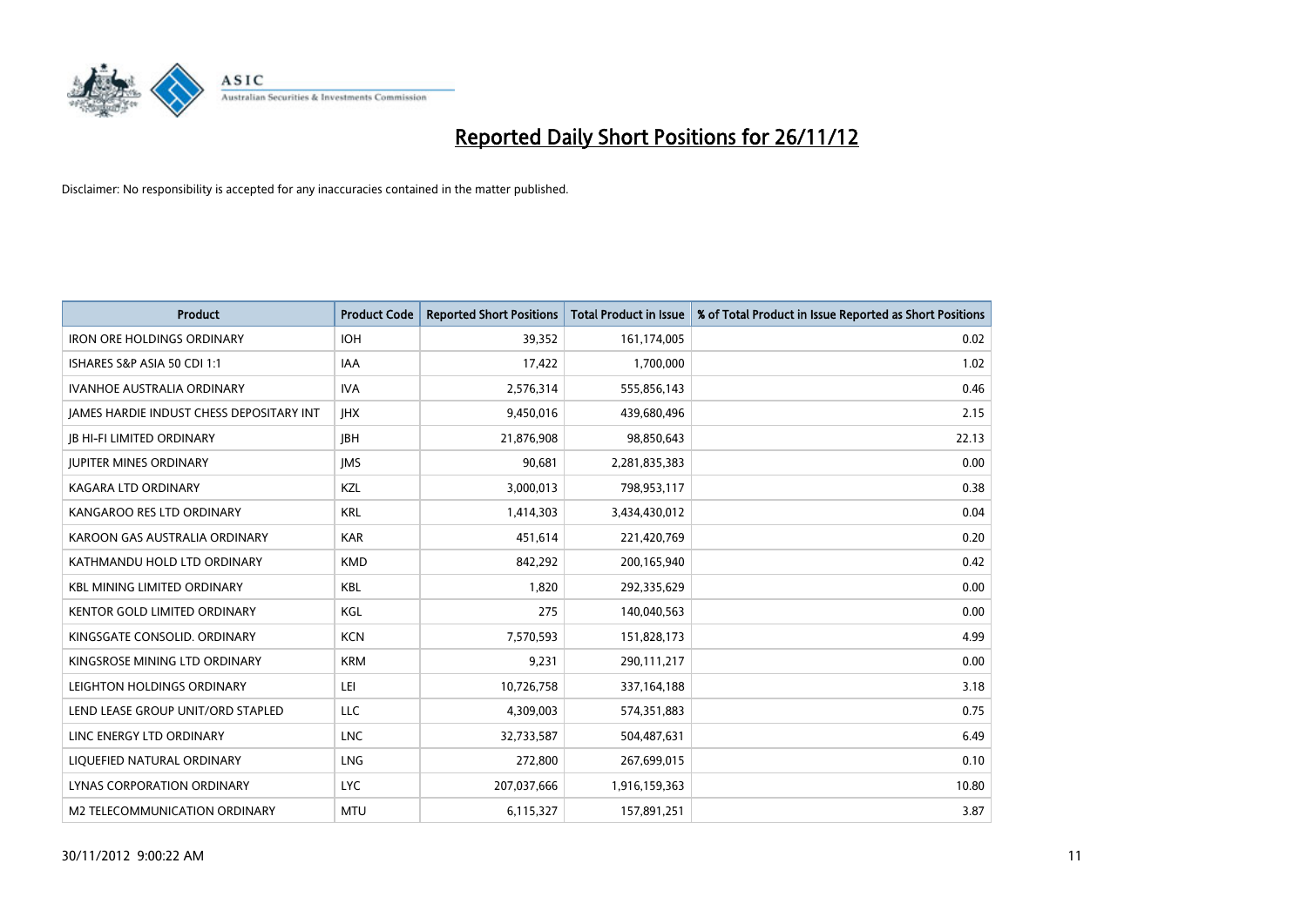# Reported Daily Short Positions for 26/11/12

Disclaimer: No responsibility is accepted for any inaccuracies contained in the matter published.

| Product | Product Code | Reported Short Positions | Total Product in Issue | % of Total Product in Issue Reported as Short Positions |
|---|---|---|---|---|
| IRON ORE HOLDINGS ORDINARY | IOH | 39,352 | 161,174,005 | 0.02 |
| ISHARES S&P ASIA 50 CDI 1:1 | IAA | 17,422 | 1,700,000 | 1.02 |
| IVANHOE AUSTRALIA ORDINARY | IVA | 2,576,314 | 555,856,143 | 0.46 |
| JAMES HARDIE INDUST CHESS DEPOSITARY INT | JHX | 9,450,016 | 439,680,496 | 2.15 |
| JB HI-FI LIMITED ORDINARY | JBH | 21,876,908 | 98,850,643 | 22.13 |
| JUPITER MINES ORDINARY | JMS | 90,681 | 2,281,835,383 | 0.00 |
| KAGARA LTD ORDINARY | KZL | 3,000,013 | 798,953,117 | 0.38 |
| KANGAROO RES LTD ORDINARY | KRL | 1,414,303 | 3,434,430,012 | 0.04 |
| KAROON GAS AUSTRALIA ORDINARY | KAR | 451,614 | 221,420,769 | 0.20 |
| KATHMANDU HOLD LTD ORDINARY | KMD | 842,292 | 200,165,940 | 0.42 |
| KBL MINING LIMITED ORDINARY | KBL | 1,820 | 292,335,629 | 0.00 |
| KENTOR GOLD LIMITED ORDINARY | KGL | 275 | 140,040,563 | 0.00 |
| KINGSGATE CONSOLID. ORDINARY | KCN | 7,570,593 | 151,828,173 | 4.99 |
| KINGSROSE MINING LTD ORDINARY | KRM | 9,231 | 290,111,217 | 0.00 |
| LEIGHTON HOLDINGS ORDINARY | LEI | 10,726,758 | 337,164,188 | 3.18 |
| LEND LEASE GROUP UNIT/ORD STAPLED | LLC | 4,309,003 | 574,351,883 | 0.75 |
| LINC ENERGY LTD ORDINARY | LNC | 32,733,587 | 504,487,631 | 6.49 |
| LIQUEFIED NATURAL ORDINARY | LNG | 272,800 | 267,699,015 | 0.10 |
| LYNAS CORPORATION ORDINARY | LYC | 207,037,666 | 1,916,159,363 | 10.80 |
| M2 TELECOMMUNICATION ORDINARY | MTU | 6,115,327 | 157,891,251 | 3.87 |

30/11/2012 9:00:22 AM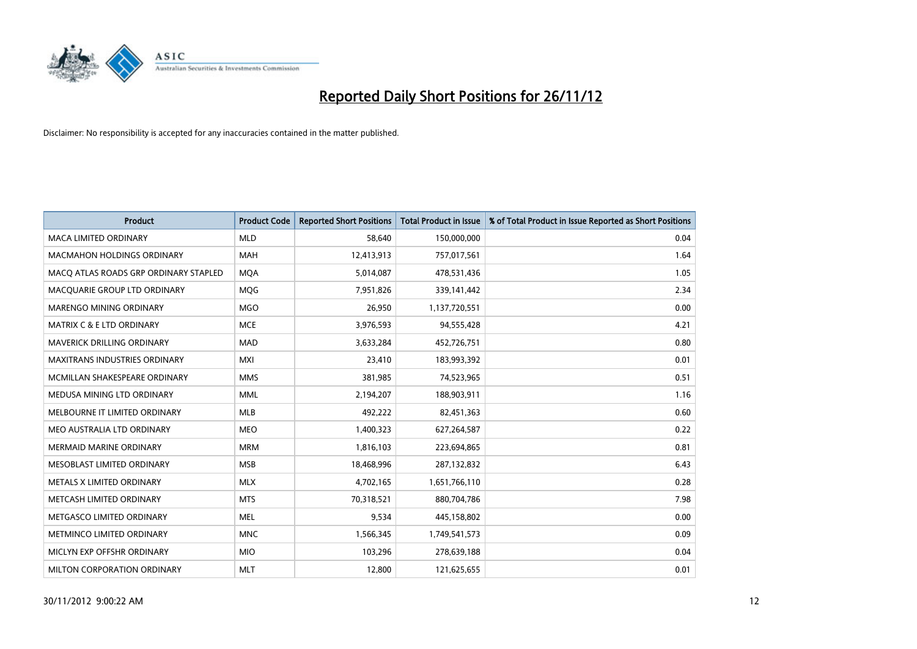# Reported Daily Short Positions for 26/11/12

Disclaimer: No responsibility is accepted for any inaccuracies contained in the matter published.

| Product | Product Code | Reported Short Positions | Total Product in Issue | % of Total Product in Issue Reported as Short Positions |
|---|---|---|---|---|
| MACA LIMITED ORDINARY | MLD | 58,640 | 150,000,000 | 0.04 |
| MACMAHON HOLDINGS ORDINARY | MAH | 12,413,913 | 757,017,561 | 1.64 |
| MACQ ATLAS ROADS GRP ORDINARY STAPLED | MQA | 5,014,087 | 478,531,436 | 1.05 |
| MACQUARIE GROUP LTD ORDINARY | MQG | 7,951,826 | 339,141,442 | 2.34 |
| MARENGO MINING ORDINARY | MGO | 26,950 | 1,137,720,551 | 0.00 |
| MATRIX C & E LTD ORDINARY | MCE | 3,976,593 | 94,555,428 | 4.21 |
| MAVERICK DRILLING ORDINARY | MAD | 3,633,284 | 452,726,751 | 0.80 |
| MAXITRANS INDUSTRIES ORDINARY | MXI | 23,410 | 183,993,392 | 0.01 |
| MCMILLAN SHAKESPEARE ORDINARY | MMS | 381,985 | 74,523,965 | 0.51 |
| MEDUSA MINING LTD ORDINARY | MML | 2,194,207 | 188,903,911 | 1.16 |
| MELBOURNE IT LIMITED ORDINARY | MLB | 492,222 | 82,451,363 | 0.60 |
| MEO AUSTRALIA LTD ORDINARY | MEO | 1,400,323 | 627,264,587 | 0.22 |
| MERMAID MARINE ORDINARY | MRM | 1,816,103 | 223,694,865 | 0.81 |
| MESOBLAST LIMITED ORDINARY | MSB | 18,468,996 | 287,132,832 | 6.43 |
| METALS X LIMITED ORDINARY | MLX | 4,702,165 | 1,651,766,110 | 0.28 |
| METCASH LIMITED ORDINARY | MTS | 70,318,521 | 880,704,786 | 7.98 |
| METGASCO LIMITED ORDINARY | MEL | 9,534 | 445,158,802 | 0.00 |
| METMINCO LIMITED ORDINARY | MNC | 1,566,345 | 1,749,541,573 | 0.09 |
| MICLYN EXP OFFSHR ORDINARY | MIO | 103,296 | 278,639,188 | 0.04 |
| MILTON CORPORATION ORDINARY | MLT | 12,800 | 121,625,655 | 0.01 |

30/11/2012 9:00:22 AM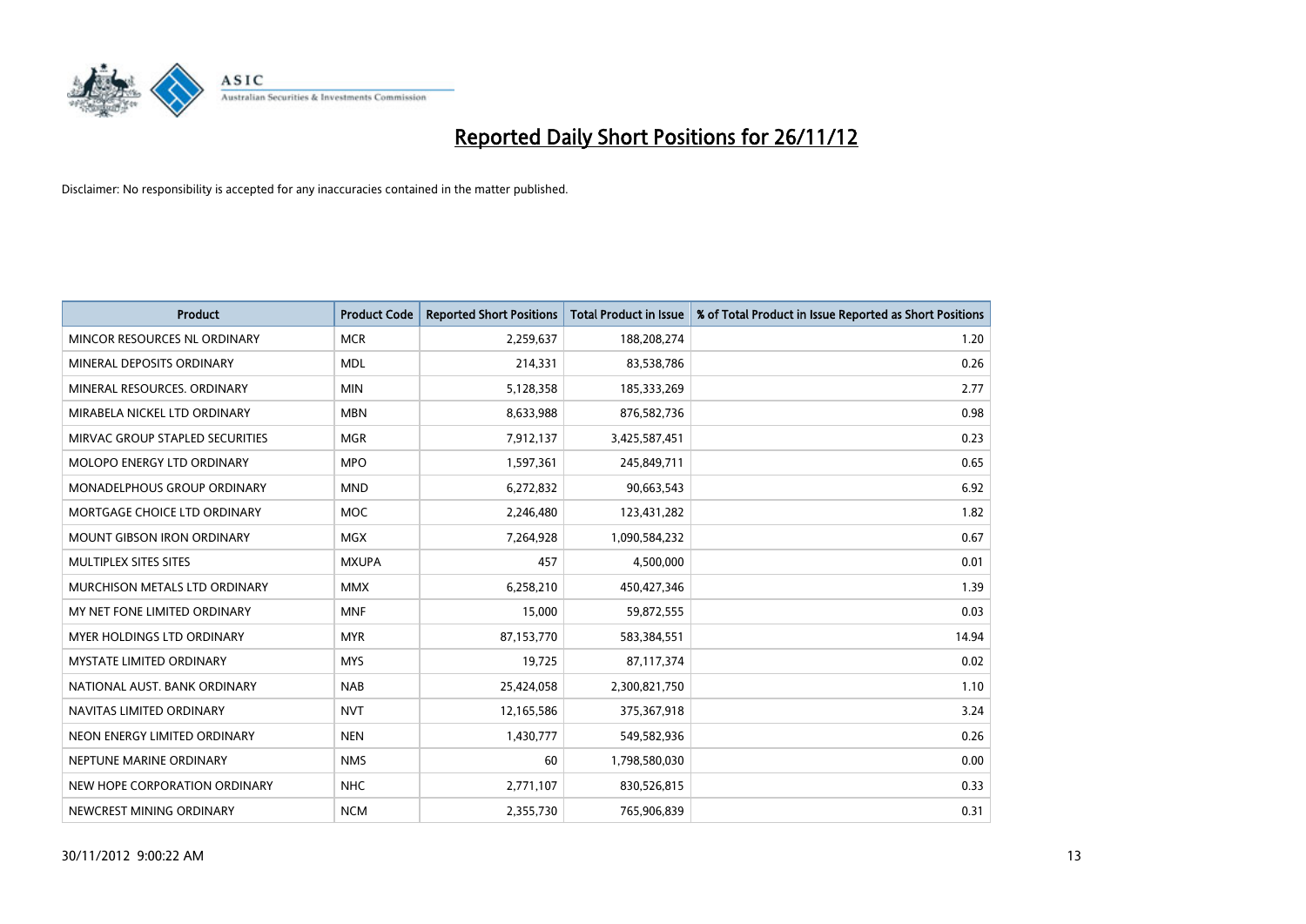# Reported Daily Short Positions for 26/11/12

Disclaimer: No responsibility is accepted for any inaccuracies contained in the matter published.

| Product | Product Code | Reported Short Positions | Total Product in Issue | % of Total Product in Issue Reported as Short Positions |
|---|---|---|---|---|
| MINCOR RESOURCES NL ORDINARY | MCR | 2,259,637 | 188,208,274 | 1.20 |
| MINERAL DEPOSITS ORDINARY | MDL | 214,331 | 83,538,786 | 0.26 |
| MINERAL RESOURCES. ORDINARY | MIN | 5,128,358 | 185,333,269 | 2.77 |
| MIRABELA NICKEL LTD ORDINARY | MBN | 8,633,988 | 876,582,736 | 0.98 |
| MIRVAC GROUP STAPLED SECURITIES | MGR | 7,912,137 | 3,425,587,451 | 0.23 |
| MOLOPO ENERGY LTD ORDINARY | MPO | 1,597,361 | 245,849,711 | 0.65 |
| MONADELPHOUS GROUP ORDINARY | MND | 6,272,832 | 90,663,543 | 6.92 |
| MORTGAGE CHOICE LTD ORDINARY | MOC | 2,246,480 | 123,431,282 | 1.82 |
| MOUNT GIBSON IRON ORDINARY | MGX | 7,264,928 | 1,090,584,232 | 0.67 |
| MULTIPLEX SITES SITES | MXUPA | 457 | 4,500,000 | 0.01 |
| MURCHISON METALS LTD ORDINARY | MMX | 6,258,210 | 450,427,346 | 1.39 |
| MY NET FONE LIMITED ORDINARY | MNF | 15,000 | 59,872,555 | 0.03 |
| MYER HOLDINGS LTD ORDINARY | MYR | 87,153,770 | 583,384,551 | 14.94 |
| MYSTATE LIMITED ORDINARY | MYS | 19,725 | 87,117,374 | 0.02 |
| NATIONAL AUST. BANK ORDINARY | NAB | 25,424,058 | 2,300,821,750 | 1.10 |
| NAVITAS LIMITED ORDINARY | NVT | 12,165,586 | 375,367,918 | 3.24 |
| NEON ENERGY LIMITED ORDINARY | NEN | 1,430,777 | 549,582,936 | 0.26 |
| NEPTUNE MARINE ORDINARY | NMS | 60 | 1,798,580,030 | 0.00 |
| NEW HOPE CORPORATION ORDINARY | NHC | 2,771,107 | 830,526,815 | 0.33 |
| NEWCREST MINING ORDINARY | NCM | 2,355,730 | 765,906,839 | 0.31 |

30/11/2012 9:00:22 AM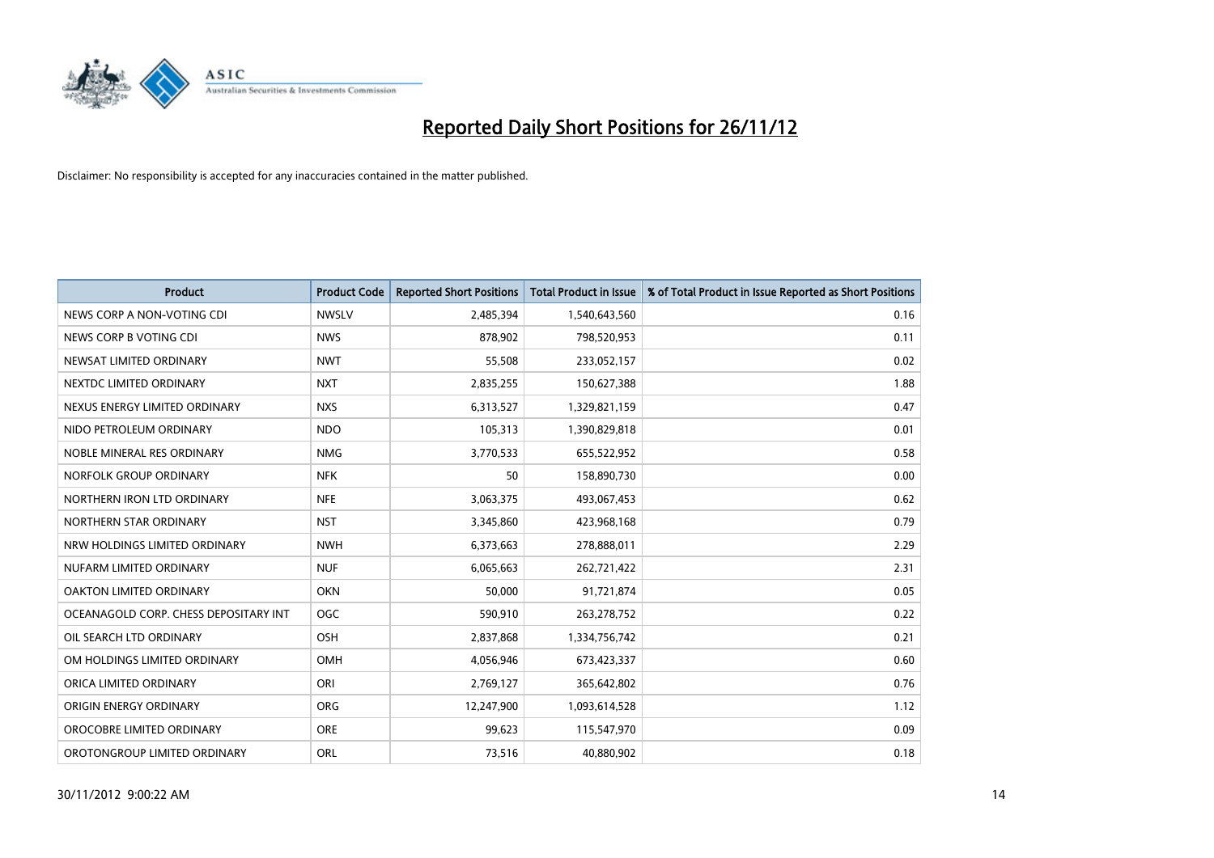# Reported Daily Short Positions for 26/11/12

Disclaimer: No responsibility is accepted for any inaccuracies contained in the matter published.

| Product | Product Code | Reported Short Positions | Total Product in Issue | % of Total Product in Issue Reported as Short Positions |
|---|---|---|---|---|
| NEWS CORP A NON-VOTING CDI | NWSLV | 2,485,394 | 1,540,643,560 | 0.16 |
| NEWS CORP B VOTING CDI | NWS | 878,902 | 798,520,953 | 0.11 |
| NEWSAT LIMITED ORDINARY | NWT | 55,508 | 233,052,157 | 0.02 |
| NEXTDC LIMITED ORDINARY | NXT | 2,835,255 | 150,627,388 | 1.88 |
| NEXUS ENERGY LIMITED ORDINARY | NXS | 6,313,527 | 1,329,821,159 | 0.47 |
| NIDO PETROLEUM ORDINARY | NDO | 105,313 | 1,390,829,818 | 0.01 |
| NOBLE MINERAL RES ORDINARY | NMG | 3,770,533 | 655,522,952 | 0.58 |
| NORFOLK GROUP ORDINARY | NFK | 50 | 158,890,730 | 0.00 |
| NORTHERN IRON LTD ORDINARY | NFE | 3,063,375 | 493,067,453 | 0.62 |
| NORTHERN STAR ORDINARY | NST | 3,345,860 | 423,968,168 | 0.79 |
| NRW HOLDINGS LIMITED ORDINARY | NWH | 6,373,663 | 278,888,011 | 2.29 |
| NUFARM LIMITED ORDINARY | NUF | 6,065,663 | 262,721,422 | 2.31 |
| OAKTON LIMITED ORDINARY | OKN | 50,000 | 91,721,874 | 0.05 |
| OCEANAGOLD CORP. CHESS DEPOSITARY INT | OGC | 590,910 | 263,278,752 | 0.22 |
| OIL SEARCH LTD ORDINARY | OSH | 2,837,868 | 1,334,756,742 | 0.21 |
| OM HOLDINGS LIMITED ORDINARY | OMH | 4,056,946 | 673,423,337 | 0.60 |
| ORICA LIMITED ORDINARY | ORI | 2,769,127 | 365,642,802 | 0.76 |
| ORIGIN ENERGY ORDINARY | ORG | 12,247,900 | 1,093,614,528 | 1.12 |
| OROCOBRE LIMITED ORDINARY | ORE | 99,623 | 115,547,970 | 0.09 |
| OROTONGROUP LIMITED ORDINARY | ORL | 73,516 | 40,880,902 | 0.18 |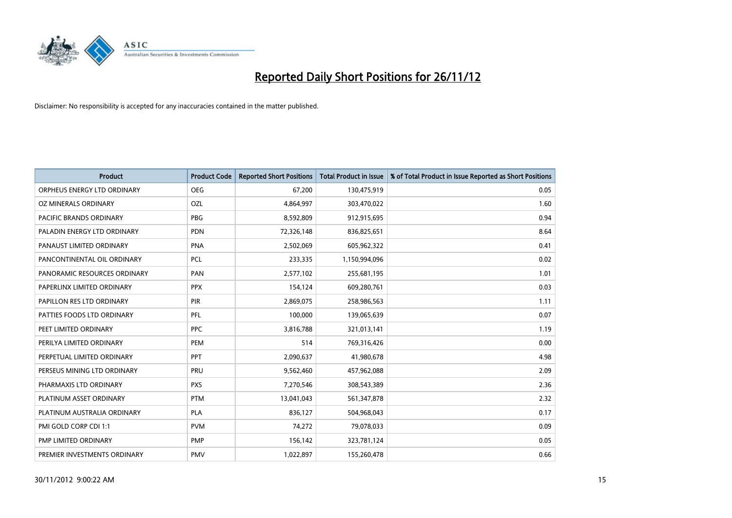# Reported Daily Short Positions for 26/11/12

Disclaimer: No responsibility is accepted for any inaccuracies contained in the matter published.

| Product | Product Code | Reported Short Positions | Total Product in Issue | % of Total Product in Issue Reported as Short Positions |
|---|---|---|---|---|
| ORPHEUS ENERGY LTD ORDINARY | OEG | 67,200 | 130,475,919 | 0.05 |
| OZ MINERALS ORDINARY | OZL | 4,864,997 | 303,470,022 | 1.60 |
| PACIFIC BRANDS ORDINARY | PBG | 8,592,809 | 912,915,695 | 0.94 |
| PALADIN ENERGY LTD ORDINARY | PDN | 72,326,148 | 836,825,651 | 8.64 |
| PANAUST LIMITED ORDINARY | PNA | 2,502,069 | 605,962,322 | 0.41 |
| PANCONTINENTAL OIL ORDINARY | PCL | 233,335 | 1,150,994,096 | 0.02 |
| PANORAMIC RESOURCES ORDINARY | PAN | 2,577,102 | 255,681,195 | 1.01 |
| PAPERLINX LIMITED ORDINARY | PPX | 154,124 | 609,280,761 | 0.03 |
| PAPILLON RES LTD ORDINARY | PIR | 2,869,075 | 258,986,563 | 1.11 |
| PATTIES FOODS LTD ORDINARY | PFL | 100,000 | 139,065,639 | 0.07 |
| PEET LIMITED ORDINARY | PPC | 3,816,788 | 321,013,141 | 1.19 |
| PERILYA LIMITED ORDINARY | PEM | 514 | 769,316,426 | 0.00 |
| PERPETUAL LIMITED ORDINARY | PPT | 2,090,637 | 41,980,678 | 4.98 |
| PERSEUS MINING LTD ORDINARY | PRU | 9,562,460 | 457,962,088 | 2.09 |
| PHARMAXIS LTD ORDINARY | PXS | 7,270,546 | 308,543,389 | 2.36 |
| PLATINUM ASSET ORDINARY | PTM | 13,041,043 | 561,347,878 | 2.32 |
| PLATINUM AUSTRALIA ORDINARY | PLA | 836,127 | 504,968,043 | 0.17 |
| PMI GOLD CORP CDI 1:1 | PVM | 74,272 | 79,078,033 | 0.09 |
| PMP LIMITED ORDINARY | PMP | 156,142 | 323,781,124 | 0.05 |
| PREMIER INVESTMENTS ORDINARY | PMV | 1,022,897 | 155,260,478 | 0.66 |

30/11/2012 9:00:22 AM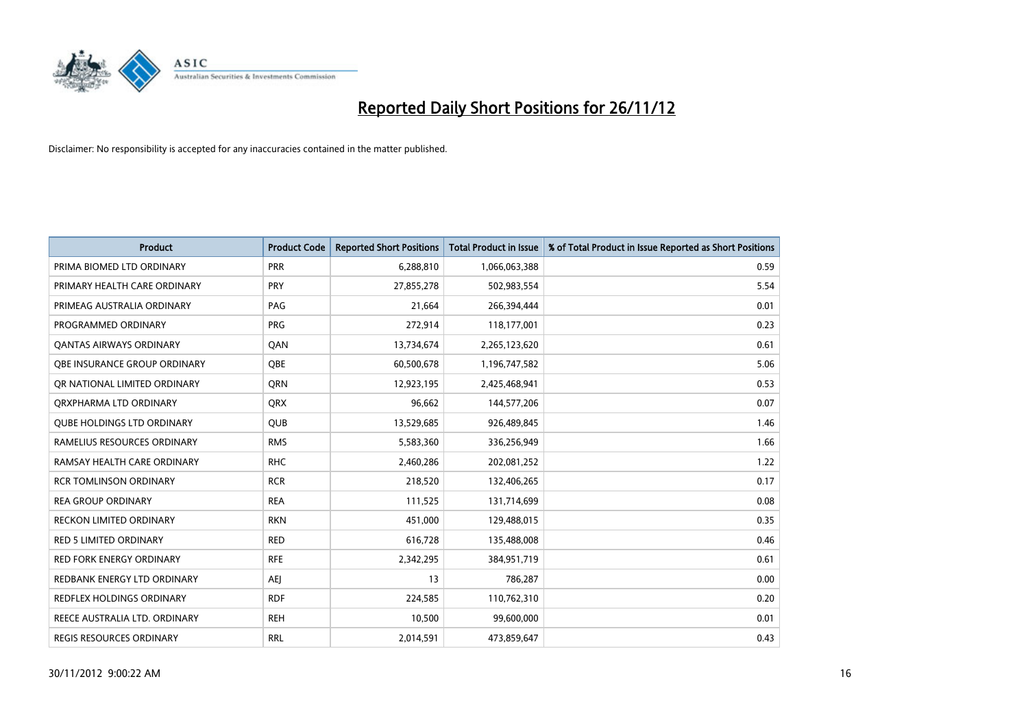# Reported Daily Short Positions for 26/11/12

Disclaimer: No responsibility is accepted for any inaccuracies contained in the matter published.

| Product | Product Code | Reported Short Positions | Total Product in Issue | % of Total Product in Issue Reported as Short Positions |
|---|---|---|---|---|
| PRIMA BIOMED LTD ORDINARY | PRR | 6,288,810 | 1,066,063,388 | 0.59 |
| PRIMARY HEALTH CARE ORDINARY | PRY | 27,855,278 | 502,983,554 | 5.54 |
| PRIMEAG AUSTRALIA ORDINARY | PAG | 21,664 | 266,394,444 | 0.01 |
| PROGRAMMED ORDINARY | PRG | 272,914 | 118,177,001 | 0.23 |
| QANTAS AIRWAYS ORDINARY | QAN | 13,734,674 | 2,265,123,620 | 0.61 |
| QBE INSURANCE GROUP ORDINARY | QBE | 60,500,678 | 1,196,747,582 | 5.06 |
| QR NATIONAL LIMITED ORDINARY | QRN | 12,923,195 | 2,425,468,941 | 0.53 |
| QRXPHARMA LTD ORDINARY | QRX | 96,662 | 144,577,206 | 0.07 |
| QUBE HOLDINGS LTD ORDINARY | QUB | 13,529,685 | 926,489,845 | 1.46 |
| RAMELIUS RESOURCES ORDINARY | RMS | 5,583,360 | 336,256,949 | 1.66 |
| RAMSAY HEALTH CARE ORDINARY | RHC | 2,460,286 | 202,081,252 | 1.22 |
| RCR TOMLINSON ORDINARY | RCR | 218,520 | 132,406,265 | 0.17 |
| REA GROUP ORDINARY | REA | 111,525 | 131,714,699 | 0.08 |
| RECKON LIMITED ORDINARY | RKN | 451,000 | 129,488,015 | 0.35 |
| RED 5 LIMITED ORDINARY | RED | 616,728 | 135,488,008 | 0.46 |
| RED FORK ENERGY ORDINARY | RFE | 2,342,295 | 384,951,719 | 0.61 |
| REDBANK ENERGY LTD ORDINARY | AEJ | 13 | 786,287 | 0.00 |
| REDFLEX HOLDINGS ORDINARY | RDF | 224,585 | 110,762,310 | 0.20 |
| REECE AUSTRALIA LTD. ORDINARY | REH | 10,500 | 99,600,000 | 0.01 |
| REGIS RESOURCES ORDINARY | RRL | 2,014,591 | 473,859,647 | 0.43 |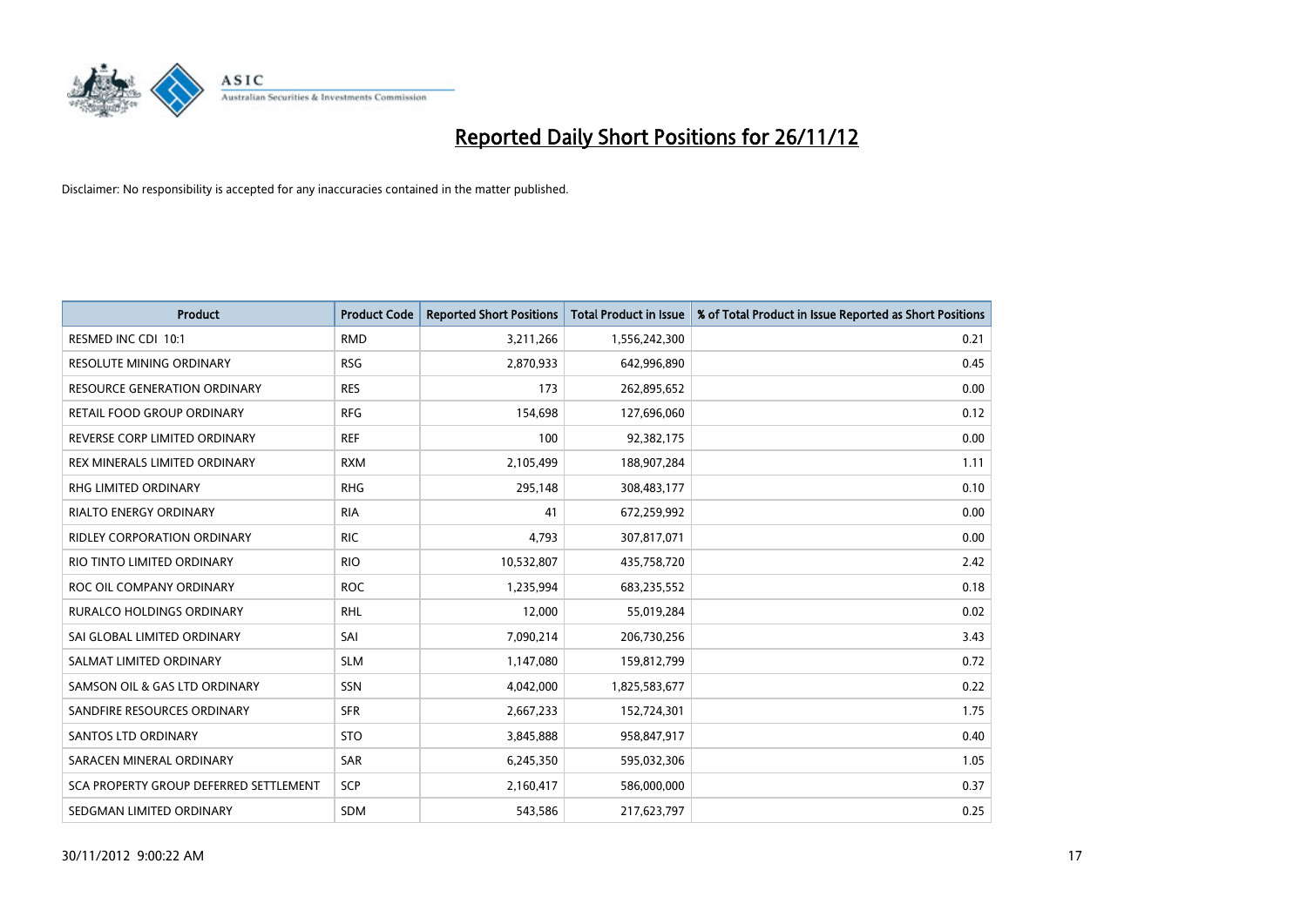# Reported Daily Short Positions for 26/11/12

Disclaimer: No responsibility is accepted for any inaccuracies contained in the matter published.

| Product | Product Code | Reported Short Positions | Total Product in Issue | % of Total Product in Issue Reported as Short Positions |
|---|---|---|---|---|
| RESMED INC CDI 10:1 | RMD | 3,211,266 | 1,556,242,300 | 0.21 |
| RESOLUTE MINING ORDINARY | RSG | 2,870,933 | 642,996,890 | 0.45 |
| RESOURCE GENERATION ORDINARY | RES | 173 | 262,895,652 | 0.00 |
| RETAIL FOOD GROUP ORDINARY | RFG | 154,698 | 127,696,060 | 0.12 |
| REVERSE CORP LIMITED ORDINARY | REF | 100 | 92,382,175 | 0.00 |
| REX MINERALS LIMITED ORDINARY | RXM | 2,105,499 | 188,907,284 | 1.11 |
| RHG LIMITED ORDINARY | RHG | 295,148 | 308,483,177 | 0.10 |
| RIALTO ENERGY ORDINARY | RIA | 41 | 672,259,992 | 0.00 |
| RIDLEY CORPORATION ORDINARY | RIC | 4,793 | 307,817,071 | 0.00 |
| RIO TINTO LIMITED ORDINARY | RIO | 10,532,807 | 435,758,720 | 2.42 |
| ROC OIL COMPANY ORDINARY | ROC | 1,235,994 | 683,235,552 | 0.18 |
| RURALCO HOLDINGS ORDINARY | RHL | 12,000 | 55,019,284 | 0.02 |
| SAI GLOBAL LIMITED ORDINARY | SAI | 7,090,214 | 206,730,256 | 3.43 |
| SALMAT LIMITED ORDINARY | SLM | 1,147,080 | 159,812,799 | 0.72 |
| SAMSON OIL & GAS LTD ORDINARY | SSN | 4,042,000 | 1,825,583,677 | 0.22 |
| SANDFIRE RESOURCES ORDINARY | SFR | 2,667,233 | 152,724,301 | 1.75 |
| SANTOS LTD ORDINARY | STO | 3,845,888 | 958,847,917 | 0.40 |
| SARACEN MINERAL ORDINARY | SAR | 6,245,350 | 595,032,306 | 1.05 |
| SCA PROPERTY GROUP DEFERRED SETTLEMENT | SCP | 2,160,417 | 586,000,000 | 0.37 |
| SEDGMAN LIMITED ORDINARY | SDM | 543,586 | 217,623,797 | 0.25 |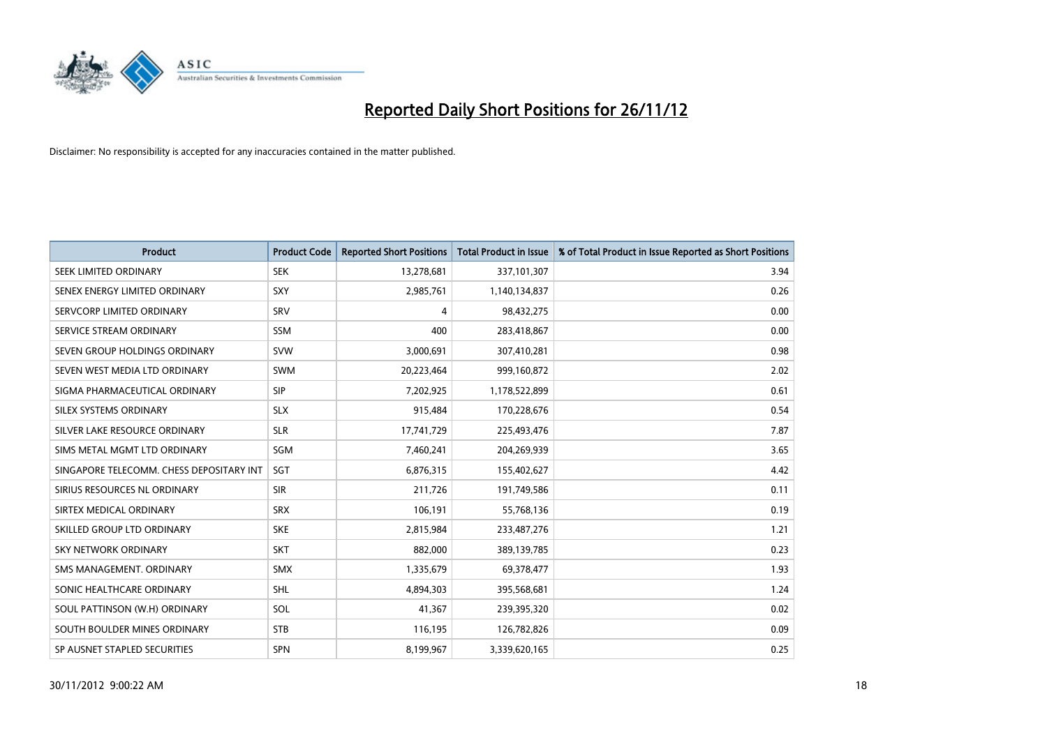# Reported Daily Short Positions for 26/11/12

Disclaimer: No responsibility is accepted for any inaccuracies contained in the matter published.

| Product | Product Code | Reported Short Positions | Total Product in Issue | % of Total Product in Issue Reported as Short Positions |
|---|---|---|---|---|
| SEEK LIMITED ORDINARY | SEK | 13,278,681 | 337,101,307 | 3.94 |
| SENEX ENERGY LIMITED ORDINARY | SXY | 2,985,761 | 1,140,134,837 | 0.26 |
| SERVCORP LIMITED ORDINARY | SRV | 4 | 98,432,275 | 0.00 |
| SERVICE STREAM ORDINARY | SSM | 400 | 283,418,867 | 0.00 |
| SEVEN GROUP HOLDINGS ORDINARY | SVW | 3,000,691 | 307,410,281 | 0.98 |
| SEVEN WEST MEDIA LTD ORDINARY | SWM | 20,223,464 | 999,160,872 | 2.02 |
| SIGMA PHARMACEUTICAL ORDINARY | SIP | 7,202,925 | 1,178,522,899 | 0.61 |
| SILEX SYSTEMS ORDINARY | SLX | 915,484 | 170,228,676 | 0.54 |
| SILVER LAKE RESOURCE ORDINARY | SLR | 17,741,729 | 225,493,476 | 7.87 |
| SIMS METAL MGMT LTD ORDINARY | SGM | 7,460,241 | 204,269,939 | 3.65 |
| SINGAPORE TELECOMM. CHESS DEPOSITARY INT | SGT | 6,876,315 | 155,402,627 | 4.42 |
| SIRIUS RESOURCES NL ORDINARY | SIR | 211,726 | 191,749,586 | 0.11 |
| SIRTEX MEDICAL ORDINARY | SRX | 106,191 | 55,768,136 | 0.19 |
| SKILLED GROUP LTD ORDINARY | SKE | 2,815,984 | 233,487,276 | 1.21 |
| SKY NETWORK ORDINARY | SKT | 882,000 | 389,139,785 | 0.23 |
| SMS MANAGEMENT. ORDINARY | SMX | 1,335,679 | 69,378,477 | 1.93 |
| SONIC HEALTHCARE ORDINARY | SHL | 4,894,303 | 395,568,681 | 1.24 |
| SOUL PATTINSON (W.H) ORDINARY | SOL | 41,367 | 239,395,320 | 0.02 |
| SOUTH BOULDER MINES ORDINARY | STB | 116,195 | 126,782,826 | 0.09 |
| SP AUSNET STAPLED SECURITIES | SPN | 8,199,967 | 3,339,620,165 | 0.25 |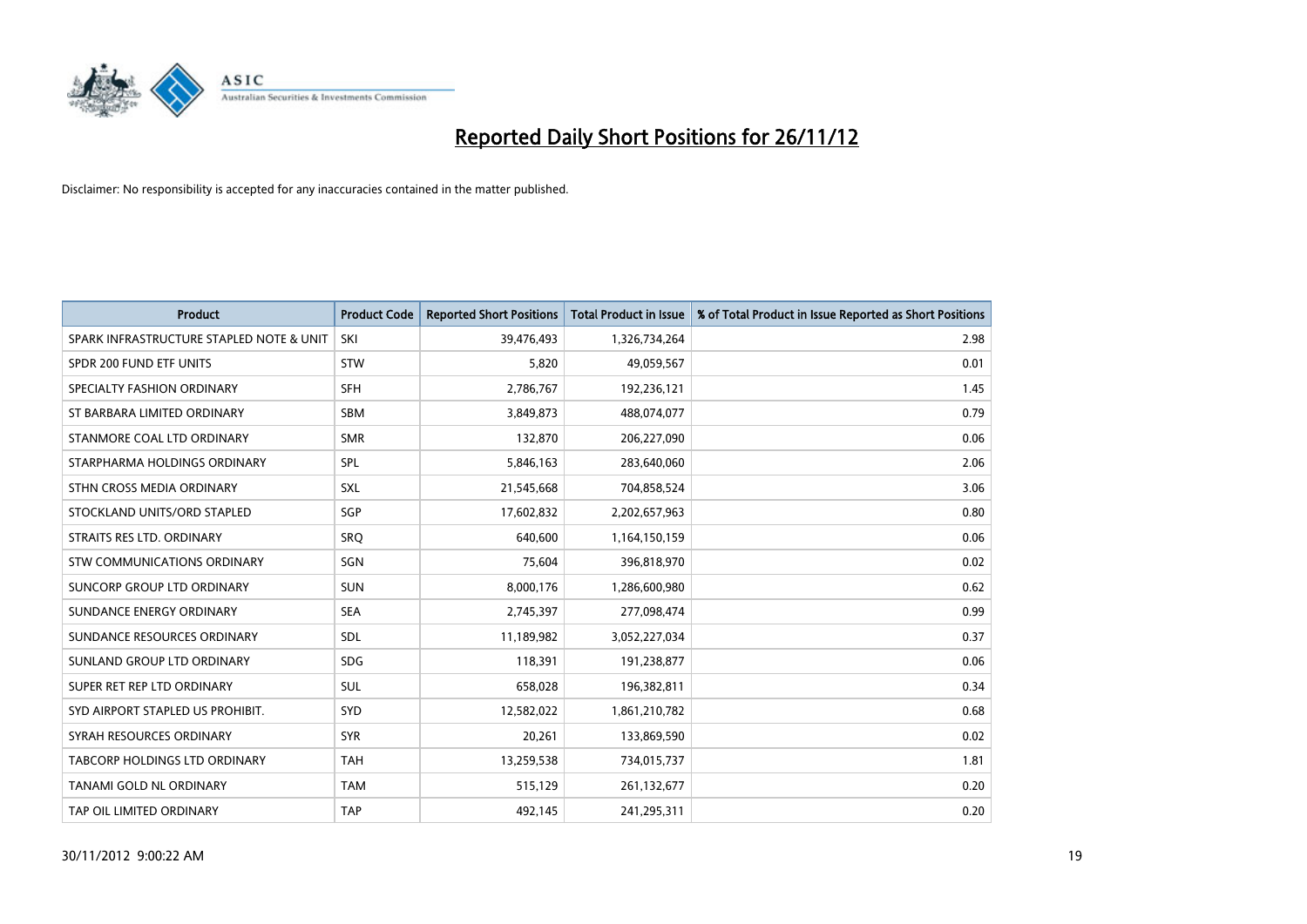# Reported Daily Short Positions for 26/11/12

Disclaimer: No responsibility is accepted for any inaccuracies contained in the matter published.

| Product | Product Code | Reported Short Positions | Total Product in Issue | % of Total Product in Issue Reported as Short Positions |
|---|---|---|---|---|
| SPARK INFRASTRUCTURE STAPLED NOTE & UNIT | SKI | 39,476,493 | 1,326,734,264 | 2.98 |
| SPDR 200 FUND ETF UNITS | STW | 5,820 | 49,059,567 | 0.01 |
| SPECIALTY FASHION ORDINARY | SFH | 2,786,767 | 192,236,121 | 1.45 |
| ST BARBARA LIMITED ORDINARY | SBM | 3,849,873 | 488,074,077 | 0.79 |
| STANMORE COAL LTD ORDINARY | SMR | 132,870 | 206,227,090 | 0.06 |
| STARPHARMA HOLDINGS ORDINARY | SPL | 5,846,163 | 283,640,060 | 2.06 |
| STHN CROSS MEDIA ORDINARY | SXL | 21,545,668 | 704,858,524 | 3.06 |
| STOCKLAND UNITS/ORD STAPLED | SGP | 17,602,832 | 2,202,657,963 | 0.80 |
| STRAITS RES LTD. ORDINARY | SRQ | 640,600 | 1,164,150,159 | 0.06 |
| STW COMMUNICATIONS ORDINARY | SGN | 75,604 | 396,818,970 | 0.02 |
| SUNCORP GROUP LTD ORDINARY | SUN | 8,000,176 | 1,286,600,980 | 0.62 |
| SUNDANCE ENERGY ORDINARY | SEA | 2,745,397 | 277,098,474 | 0.99 |
| SUNDANCE RESOURCES ORDINARY | SDL | 11,189,982 | 3,052,227,034 | 0.37 |
| SUNLAND GROUP LTD ORDINARY | SDG | 118,391 | 191,238,877 | 0.06 |
| SUPER RET REP LTD ORDINARY | SUL | 658,028 | 196,382,811 | 0.34 |
| SYD AIRPORT STAPLED US PROHIBIT. | SYD | 12,582,022 | 1,861,210,782 | 0.68 |
| SYRAH RESOURCES ORDINARY | SYR | 20,261 | 133,869,590 | 0.02 |
| TABCORP HOLDINGS LTD ORDINARY | TAH | 13,259,538 | 734,015,737 | 1.81 |
| TANAMI GOLD NL ORDINARY | TAM | 515,129 | 261,132,677 | 0.20 |
| TAP OIL LIMITED ORDINARY | TAP | 492,145 | 241,295,311 | 0.20 |

30/11/2012 9:00:22 AM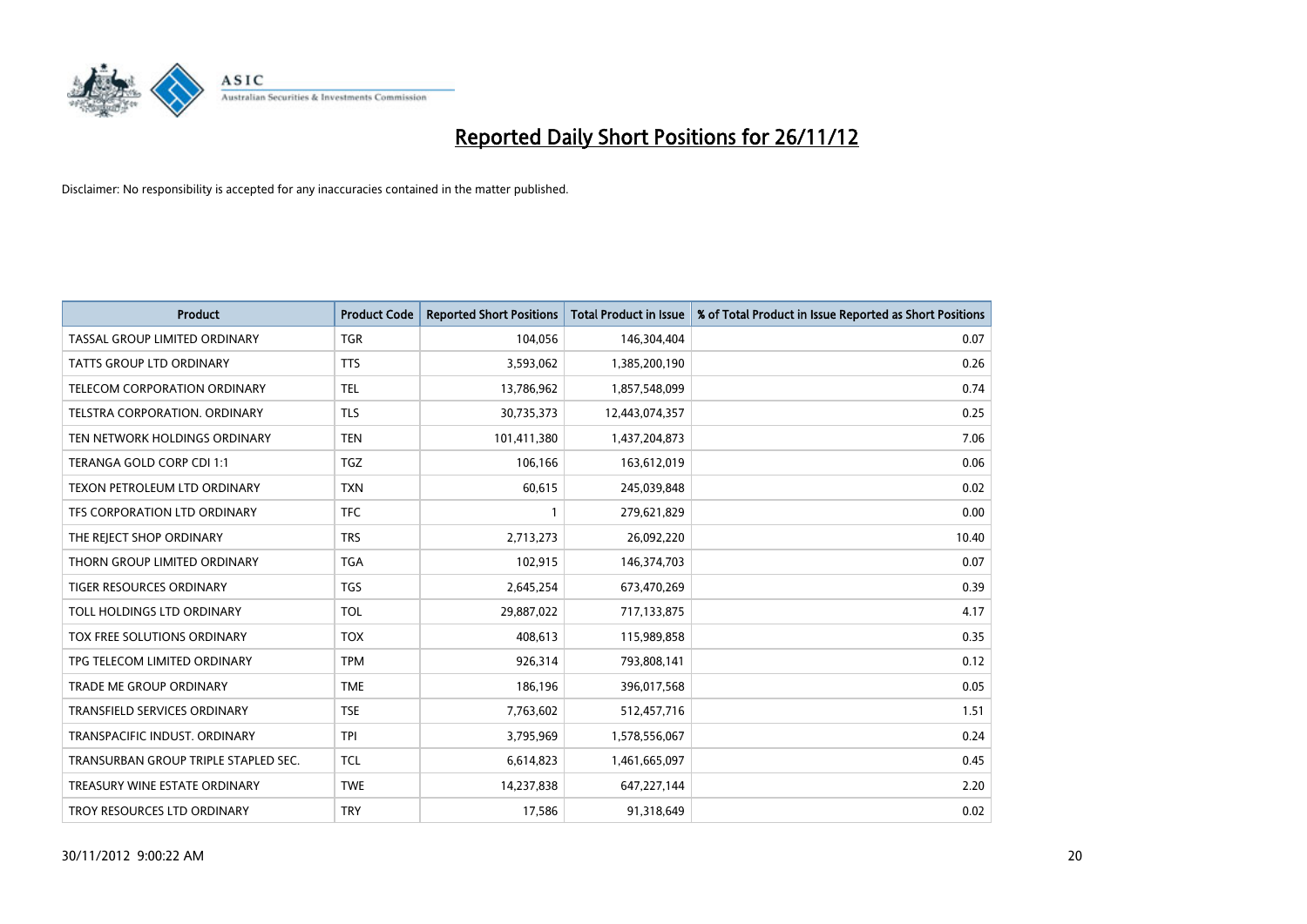# Reported Daily Short Positions for 26/11/12

Disclaimer: No responsibility is accepted for any inaccuracies contained in the matter published.

| Product | Product Code | Reported Short Positions | Total Product in Issue | % of Total Product in Issue Reported as Short Positions |
| --- | --- | --- | --- | --- |
| TASSAL GROUP LIMITED ORDINARY | TGR | 104,056 | 146,304,404 | 0.07 |
| TATTS GROUP LTD ORDINARY | TTS | 3,593,062 | 1,385,200,190 | 0.26 |
| TELECOM CORPORATION ORDINARY | TEL | 13,786,962 | 1,857,548,099 | 0.74 |
| TELSTRA CORPORATION. ORDINARY | TLS | 30,735,373 | 12,443,074,357 | 0.25 |
| TEN NETWORK HOLDINGS ORDINARY | TEN | 101,411,380 | 1,437,204,873 | 7.06 |
| TERANGA GOLD CORP CDI 1:1 | TGZ | 106,166 | 163,612,019 | 0.06 |
| TEXON PETROLEUM LTD ORDINARY | TXN | 60,615 | 245,039,848 | 0.02 |
| TFS CORPORATION LTD ORDINARY | TFC | 1 | 279,621,829 | 0.00 |
| THE REJECT SHOP ORDINARY | TRS | 2,713,273 | 26,092,220 | 10.40 |
| THORN GROUP LIMITED ORDINARY | TGA | 102,915 | 146,374,703 | 0.07 |
| TIGER RESOURCES ORDINARY | TGS | 2,645,254 | 673,470,269 | 0.39 |
| TOLL HOLDINGS LTD ORDINARY | TOL | 29,887,022 | 717,133,875 | 4.17 |
| TOX FREE SOLUTIONS ORDINARY | TOX | 408,613 | 115,989,858 | 0.35 |
| TPG TELECOM LIMITED ORDINARY | TPM | 926,314 | 793,808,141 | 0.12 |
| TRADE ME GROUP ORDINARY | TME | 186,196 | 396,017,568 | 0.05 |
| TRANSFIELD SERVICES ORDINARY | TSE | 7,763,602 | 512,457,716 | 1.51 |
| TRANSPACIFIC INDUST. ORDINARY | TPI | 3,795,969 | 1,578,556,067 | 0.24 |
| TRANSURBAN GROUP TRIPLE STAPLED SEC. | TCL | 6,614,823 | 1,461,665,097 | 0.45 |
| TREASURY WINE ESTATE ORDINARY | TWE | 14,237,838 | 647,227,144 | 2.20 |
| TROY RESOURCES LTD ORDINARY | TRY | 17,586 | 91,318,649 | 0.02 |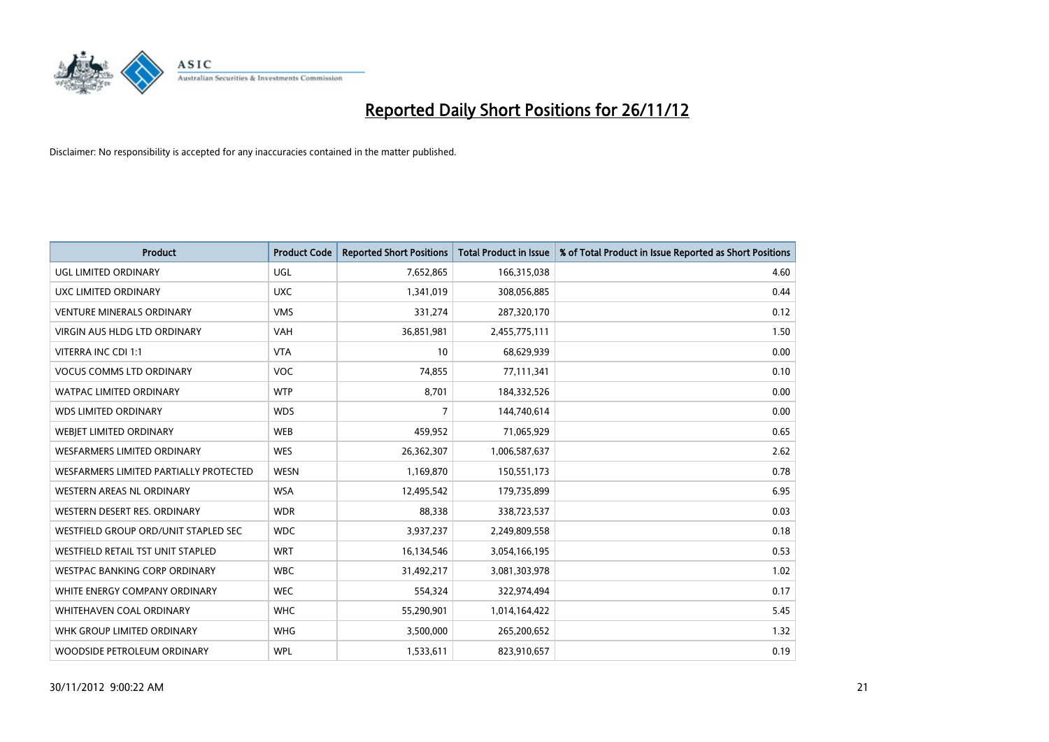# Reported Daily Short Positions for 26/11/12

Disclaimer: No responsibility is accepted for any inaccuracies contained in the matter published.

| Product | Product Code | Reported Short Positions | Total Product in Issue | % of Total Product in Issue Reported as Short Positions |
|---|---|---|---|---|
| UGL LIMITED ORDINARY | UGL | 7,652,865 | 166,315,038 | 4.60 |
| UXC LIMITED ORDINARY | UXC | 1,341,019 | 308,056,885 | 0.44 |
| VENTURE MINERALS ORDINARY | VMS | 331,274 | 287,320,170 | 0.12 |
| VIRGIN AUS HLDG LTD ORDINARY | VAH | 36,851,981 | 2,455,775,111 | 1.50 |
| VITERRA INC CDI 1:1 | VTA | 10 | 68,629,939 | 0.00 |
| VOCUS COMMS LTD ORDINARY | VOC | 74,855 | 77,111,341 | 0.10 |
| WATPAC LIMITED ORDINARY | WTP | 8,701 | 184,332,526 | 0.00 |
| WDS LIMITED ORDINARY | WDS | 7 | 144,740,614 | 0.00 |
| WEBJET LIMITED ORDINARY | WEB | 459,952 | 71,065,929 | 0.65 |
| WESFARMERS LIMITED ORDINARY | WES | 26,362,307 | 1,006,587,637 | 2.62 |
| WESFARMERS LIMITED PARTIALLY PROTECTED | WESN | 1,169,870 | 150,551,173 | 0.78 |
| WESTERN AREAS NL ORDINARY | WSA | 12,495,542 | 179,735,899 | 6.95 |
| WESTERN DESERT RES. ORDINARY | WDR | 88,338 | 338,723,537 | 0.03 |
| WESTFIELD GROUP ORD/UNIT STAPLED SEC | WDC | 3,937,237 | 2,249,809,558 | 0.18 |
| WESTFIELD RETAIL TST UNIT STAPLED | WRT | 16,134,546 | 3,054,166,195 | 0.53 |
| WESTPAC BANKING CORP ORDINARY | WBC | 31,492,217 | 3,081,303,978 | 1.02 |
| WHITE ENERGY COMPANY ORDINARY | WEC | 554,324 | 322,974,494 | 0.17 |
| WHITEHAVEN COAL ORDINARY | WHC | 55,290,901 | 1,014,164,422 | 5.45 |
| WHK GROUP LIMITED ORDINARY | WHG | 3,500,000 | 265,200,652 | 1.32 |
| WOODSIDE PETROLEUM ORDINARY | WPL | 1,533,611 | 823,910,657 | 0.19 |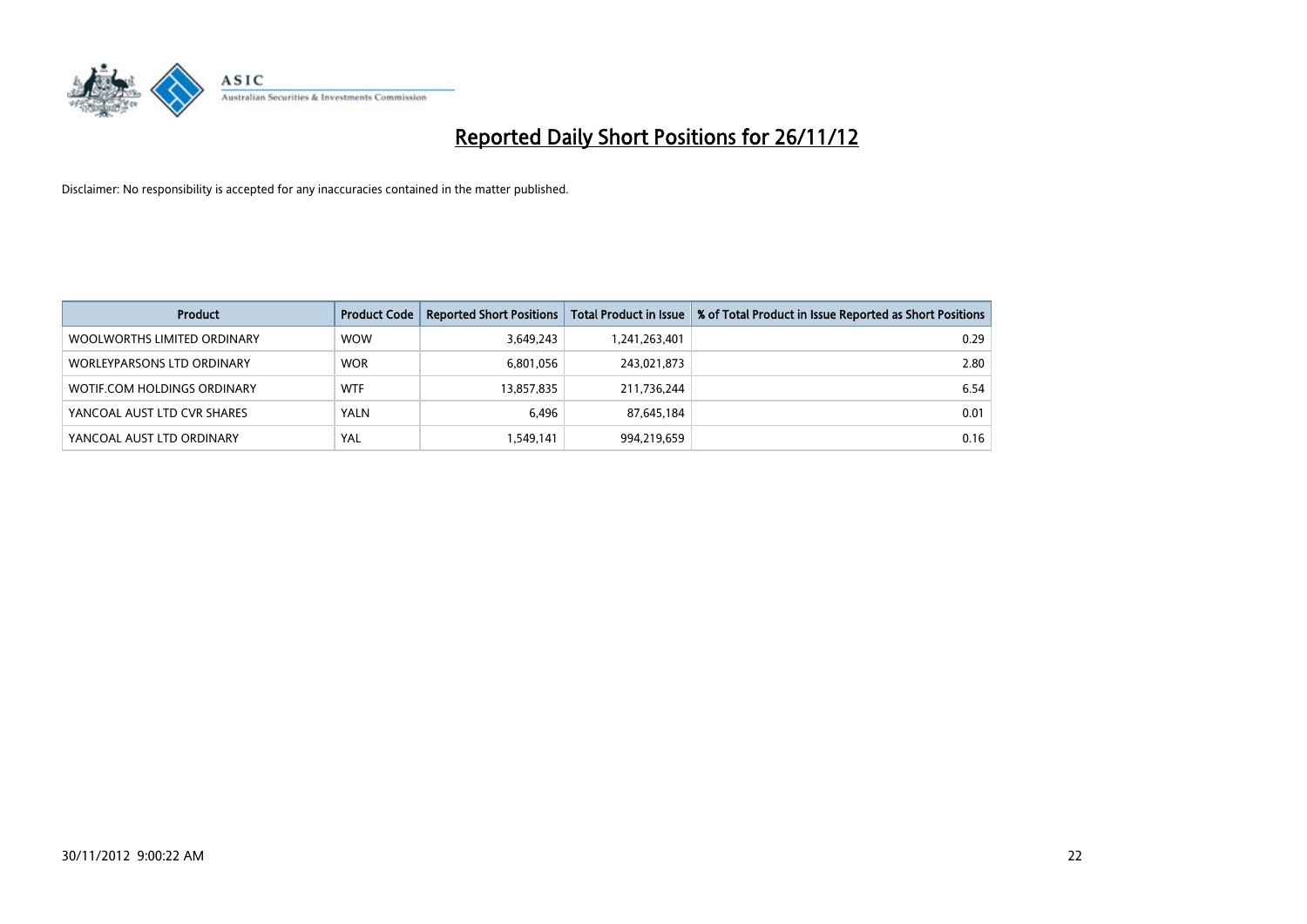# Reported Daily Short Positions for 26/11/12

Disclaimer: No responsibility is accepted for any inaccuracies contained in the matter published.

| Product | Product Code | Reported Short Positions | Total Product in Issue | % of Total Product in Issue Reported as Short Positions |
|---|---|---|---|---|
| WOOLWORTHS LIMITED ORDINARY | WOW | 3,649,243 | 1,241,263,401 | 0.29 |
| WORLEYPARSONS LTD ORDINARY | WOR | 6,801,056 | 243,021,873 | 2.80 |
| WOTIF.COM HOLDINGS ORDINARY | WTF | 13,857,835 | 211,736,244 | 6.54 |
| YANCOAL AUST LTD CVR SHARES | YALN | 6,496 | 87,645,184 | 0.01 |
| YANCOAL AUST LTD ORDINARY | YAL | 1,549,141 | 994,219,659 | 0.16 |

30/11/2012 9:00:22 AM